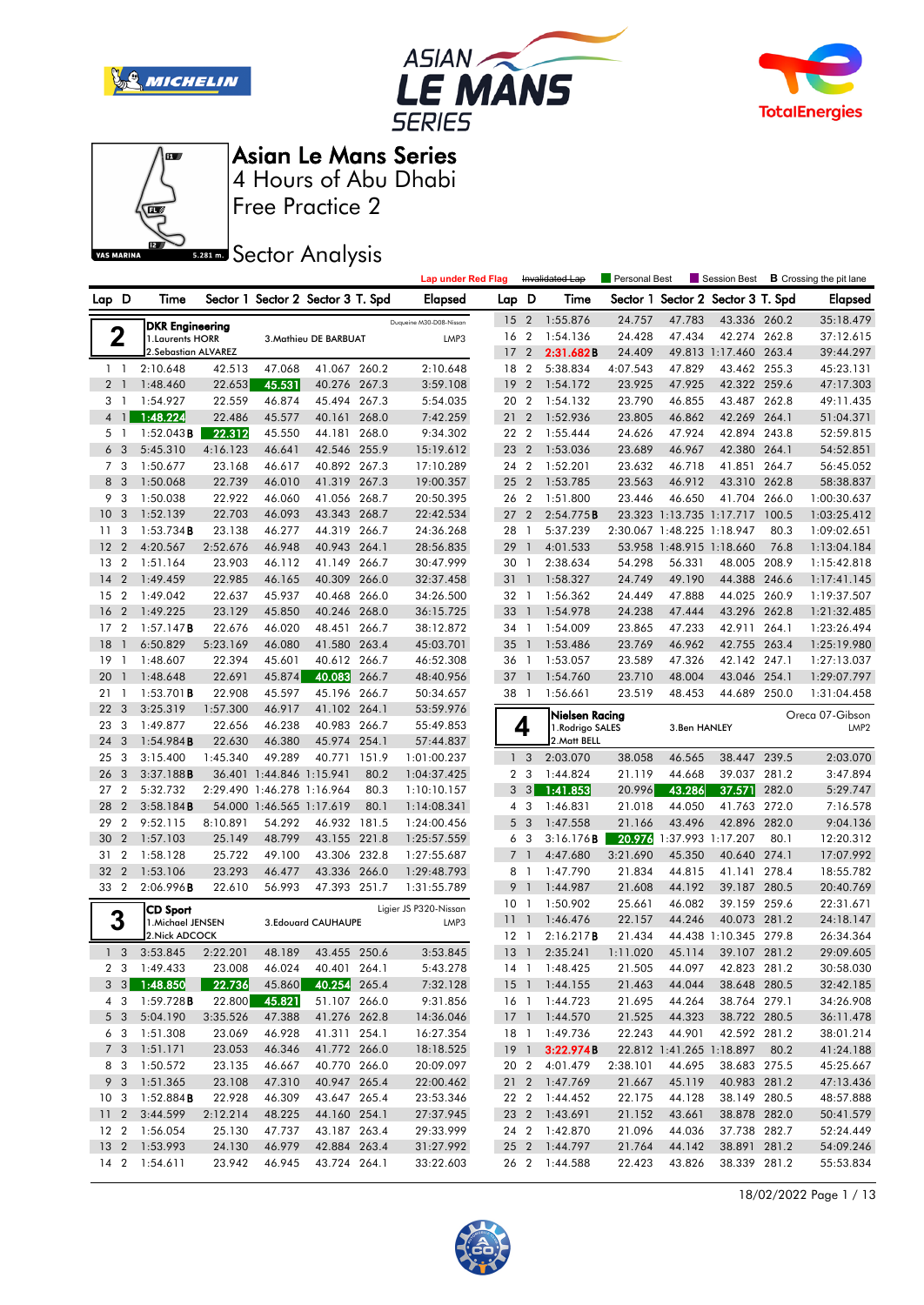# Asian Le Mans Series

## 4 Hours of Abu Dhabi

## Free Practice 2

## Sector Analysis

Lap under Red Flag | ~~Invalidated Lap~~ | Personal Best | Session Best | **B** Crossing the pit lane

### 2 — DKR Engineering — Duqueine M30-D08-Nissan — LMP3

1.Laurents HORR, 2.Sebastian ALVAREZ, 3.Mathieu DE BARBUAT

| Lap | D | Time | Sector 1 | Sector 2 | Sector 3 | T. Spd | Elapsed |
|---|---|---|---|---|---|---|---|
| 1 | 1 | 2:10.648 | 42.513 | 47.068 | 41.067 | 260.2 | 2:10.648 |
| 2 | 1 | 1:48.460 | 22.653 | 45.531 | 40.276 | 267.3 | 3:59.108 |
| 3 | 1 | 1:54.927 | 22.559 | 46.874 | 45.494 | 267.3 | 5:54.035 |
| 4 | 1 | 1:48.224 | 22.486 | 45.577 | 40.161 | 268.0 | 7:42.259 |
| 5 | 1 | 1:52.043**B** | 22.312 | 45.550 | 44.181 | 268.0 | 9:34.302 |
| 6 | 3 | 5:45.310 | 4:16.123 | 46.641 | 42.546 | 255.9 | 15:19.612 |
| 7 | 3 | 1:50.677 | 23.168 | 46.617 | 40.892 | 267.3 | 17:10.289 |
| 8 | 3 | 1:50.068 | 22.739 | 46.010 | 41.319 | 267.3 | 19:00.357 |
| 9 | 3 | 1:50.038 | 22.922 | 46.060 | 41.056 | 268.7 | 20:50.395 |
| 10 | 3 | 1:52.139 | 22.703 | 46.093 | 43.343 | 268.7 | 22:42.534 |
| 11 | 3 | 1:53.734**B** | 23.138 | 46.277 | 44.319 | 266.7 | 24:36.268 |
| 12 | 2 | 4:20.567 | 2:52.676 | 46.948 | 40.943 | 264.1 | 28:56.835 |
| 13 | 2 | 1:51.164 | 23.903 | 46.112 | 41.149 | 266.7 | 30:47.999 |
| 14 | 2 | 1:49.459 | 22.985 | 46.165 | 40.309 | 266.0 | 32:37.458 |
| 15 | 2 | 1:49.042 | 22.637 | 45.937 | 40.468 | 266.0 | 34:26.500 |
| 16 | 2 | 1:49.225 | 23.129 | 45.850 | 40.246 | 268.0 | 36:15.725 |
| 17 | 2 | 1:57.147**B** | 22.676 | 46.020 | 48.451 | 266.7 | 38:12.872 |
| 18 | 1 | 6:50.829 | 5:23.169 | 46.080 | 41.580 | 263.4 | 45:03.701 |
| 19 | 1 | 1:48.607 | 22.294 | 45.601 | 40.712 | 266.7 | 46:52.308 |
| 20 | 1 | 1:48.648 | 22.691 | 45.874 | 40.083 | 266.7 | 48:40.956 |
| 21 | 1 | 1:53.701**B** | 22.908 | 45.597 | 45.196 | 266.7 | 50:34.657 |
| 22 | 3 | 3:25.319 | 1:57.300 | 46.917 | 41.102 | 264.1 | 53:59.976 |
| 23 | 3 | 1:49.877 | 22.656 | 46.238 | 40.983 | 266.7 | 55:49.853 |
| 24 | 3 | 1:54.984**B** | 22.630 | 46.380 | 45.974 | 254.1 | 57:44.837 |
| 25 | 3 | 3:15.400 | 1:45.340 | 49.289 | 40.771 | 151.9 | 1:01:00.237 |
| 26 | 3 | 3:37.188**B** | 36.401 | 1:44.846 | 1:15.941 | 80.2 | 1:04:37.425 |
| 27 | 2 | 5:32.732 | 2:29.490 | 1:46.278 | 1:16.964 | 80.3 | 1:10:10.157 |
| 28 | 2 | 3:58.184**B** | 54.000 | 1:46.565 | 1:17.619 | 80.1 | 1:14:08.341 |
| 29 | 2 | 9:52.115 | 8:10.891 | 54.292 | 46.932 | 181.5 | 1:24:00.456 |
| 30 | 2 | 1:57.103 | 25.149 | 48.799 | 43.155 | 221.8 | 1:25:57.559 |
| 31 | 2 | 1:58.128 | 25.722 | 49.100 | 43.306 | 232.8 | 1:27:55.687 |
| 32 | 2 | 1:53.106 | 23.293 | 46.477 | 43.336 | 266.0 | 1:29:48.793 |
| 33 | 2 | 2:06.996**B** | 22.610 | 56.993 | 47.393 | 251.7 | 1:31:55.789 |

### 3 — CD Sport — Ligier JS P320-Nissan — LMP3

1.Michael JENSEN, 2.Nick ADCOCK, 3.Edouard CAUHAUPE

| Lap | D | Time | Sector 1 | Sector 2 | Sector 3 | T. Spd | Elapsed |
|---|---|---|---|---|---|---|---|
| 1 | 3 | 3:53.845 | 2:22.201 | 48.189 | 43.455 | 250.6 | 3:53.845 |
| 2 | 3 | 1:49.433 | 23.008 | 46.024 | 40.401 | 264.1 | 5:43.278 |
| 3 | 3 | 1:48.850 | 22.736 | 45.860 | 40.254 | 265.4 | 7:32.128 |
| 4 | 3 | 1:59.728**B** | 22.800 | 45.821 | 51.107 | 266.0 | 9:31.856 |
| 5 | 3 | 5:04.190 | 3:35.526 | 47.388 | 41.276 | 262.8 | 14:36.046 |
| 6 | 3 | 1:51.308 | 23.069 | 46.928 | 41.311 | 254.1 | 16:27.354 |
| 7 | 3 | 1:51.171 | 23.053 | 46.346 | 41.772 | 266.0 | 18:18.525 |
| 8 | 3 | 1:50.572 | 23.135 | 46.667 | 40.770 | 266.0 | 20:09.097 |
| 9 | 3 | 1:51.365 | 23.108 | 47.310 | 40.947 | 265.4 | 22:00.462 |
| 10 | 3 | 1:52.884**B** | 22.928 | 46.309 | 43.647 | 265.4 | 23:53.346 |
| 11 | 2 | 3:44.599 | 2:12.214 | 48.225 | 44.160 | 254.1 | 27:37.945 |
| 12 | 2 | 1:56.054 | 25.130 | 47.737 | 43.187 | 263.4 | 29:33.999 |
| 13 | 2 | 1:53.993 | 24.130 | 46.979 | 42.884 | 263.4 | 31:27.992 |
| 14 | 2 | 1:54.611 | 23.942 | 46.945 | 43.724 | 264.1 | 33:22.603 |
| 15 | 2 | 1:55.876 | 24.757 | 47.783 | 43.336 | 260.2 | 35:18.479 |
| 16 | 2 | 1:54.136 | 24.428 | 47.434 | 42.274 | 262.8 | 37:12.615 |
| 17 | 2 | 2:31.682**B** | 24.409 | 49.813 | 1:17.460 | 263.4 | 39:44.297 |
| 18 | 2 | 5:38.934 | 4:07.543 | 47.829 | 43.462 | 255.3 | 45:23.131 |
| 19 | 2 | 1:54.172 | 23.925 | 47.925 | 42.322 | 259.6 | 47:17.303 |
| 20 | 2 | 1:54.132 | 23.790 | 46.855 | 43.487 | 262.8 | 49:11.435 |
| 21 | 2 | 1:52.936 | 23.805 | 46.862 | 42.269 | 264.1 | 51:04.371 |
| 22 | 2 | 1:55.444 | 24.626 | 47.924 | 42.894 | 243.8 | 52:59.815 |
| 23 | 2 | 1:53.036 | 23.689 | 46.967 | 42.380 | 264.1 | 54:52.851 |
| 24 | 2 | 1:52.201 | 23.632 | 46.718 | 41.851 | 264.7 | 56:45.052 |
| 25 | 2 | 1:53.785 | 23.563 | 46.912 | 43.310 | 262.8 | 58:38.837 |
| 26 | 2 | 1:51.800 | 23.446 | 46.650 | 41.704 | 266.0 | 1:00:30.637 |
| 27 | 2 | 2:54.775**B** | 23.323 | 1:13.735 | 1:17.717 | 100.5 | 1:03:25.412 |
| 28 | 1 | 5:37.239 | 2:30.067 | 1:48.225 | 1:18.947 | 80.3 | 1:09:02.651 |
| 29 | 1 | 4:01.533 | 53.958 | 1:48.915 | 1:18.660 | 76.8 | 1:13:04.184 |
| 30 | 1 | 2:38.634 | 54.298 | 56.331 | 48.005 | 208.9 | 1:15:42.818 |
| 31 | 1 | 1:58.327 | 24.749 | 49.190 | 44.388 | 246.6 | 1:17:41.145 |
| 32 | 1 | 1:56.362 | 24.449 | 47.888 | 44.025 | 260.9 | 1:19:37.507 |
| 33 | 1 | 1:54.978 | 24.238 | 47.444 | 43.296 | 262.8 | 1:21:32.485 |
| 34 | 1 | 1:54.009 | 23.865 | 47.233 | 42.911 | 264.1 | 1:23:26.494 |
| 35 | 1 | 1:53.486 | 23.769 | 46.962 | 42.755 | 263.4 | 1:25:19.980 |
| 36 | 1 | 1:53.057 | 23.589 | 47.326 | 42.142 | 247.1 | 1:27:13.037 |
| 37 | 1 | 1:54.760 | 23.710 | 48.004 | 43.046 | 254.1 | 1:29:07.797 |
| 38 | 1 | 1:56.661 | 23.519 | 48.453 | 44.689 | 250.0 | 1:31:04.458 |

### 4 — Nielsen Racing — Oreca 07-Gibson — LMP2

1.Rodrigo SALES, 2.Matt BELL, 3.Ben HANLEY

| Lap | D | Time | Sector 1 | Sector 2 | Sector 3 | T. Spd | Elapsed |
|---|---|---|---|---|---|---|---|
| 1 | 3 | 2:03.070 | 38.058 | 46.565 | 38.447 | 239.5 | 2:03.070 |
| 2 | 3 | 1:44.824 | 21.119 | 44.668 | 39.037 | 281.2 | 3:47.894 |
| 3 | 3 | 1:41.853 | 20.996 | 43.286 | 37.571 | 282.0 | 5:29.747 |
| 4 | 3 | 1:46.831 | 21.018 | 44.050 | 41.763 | 272.0 | 7:16.578 |
| 5 | 3 | 1:47.558 | 21.166 | 43.496 | 42.896 | 282.0 | 9:04.136 |
| 6 | 3 | 3:16.176**B** | 20.976 | 1:37.993 | 1:17.207 | 80.1 | 12:20.312 |
| 7 | 1 | 4:47.680 | 3:21.690 | 45.350 | 40.640 | 274.1 | 17:07.992 |
| 8 | 1 | 1:47.790 | 21.834 | 44.815 | 41.141 | 278.4 | 18:55.782 |
| 9 | 1 | 1:44.987 | 21.608 | 44.192 | 39.187 | 280.5 | 20:40.769 |
| 10 | 1 | 1:50.902 | 25.661 | 46.082 | 39.159 | 259.6 | 22:31.671 |
| 11 | 1 | 1:46.476 | 22.157 | 44.246 | 40.073 | 281.2 | 24:18.147 |
| 12 | 1 | 2:16.217**B** | 21.434 | 44.438 | 1:10.345 | 279.8 | 26:34.364 |
| 13 | 1 | 2:35.241 | 1:11.020 | 45.114 | 39.107 | 281.2 | 29:09.605 |
| 14 | 1 | 1:48.425 | 21.505 | 44.097 | 42.823 | 281.2 | 30:58.030 |
| 15 | 1 | 1:44.155 | 21.463 | 44.044 | 38.648 | 280.5 | 32:42.185 |
| 16 | 1 | 1:44.723 | 21.695 | 44.264 | 38.764 | 279.1 | 34:26.908 |
| 17 | 1 | 1:44.570 | 21.525 | 44.323 | 38.722 | 280.5 | 36:11.478 |
| 18 | 1 | 1:49.736 | 22.243 | 44.901 | 42.592 | 281.2 | 38:01.214 |
| 19 | 1 | 3:22.974**B** | 22.812 | 1:41.265 | 1:18.897 | 80.2 | 41:24.188 |
| 20 | 2 | 4:01.479 | 2:38.101 | 44.695 | 38.683 | 275.5 | 45:25.667 |
| 21 | 2 | 1:47.769 | 21.667 | 45.119 | 40.983 | 281.2 | 47:13.436 |
| 22 | 2 | 1:44.452 | 22.175 | 44.128 | 38.149 | 280.5 | 48:57.888 |
| 23 | 2 | 1:43.691 | 21.152 | 43.661 | 38.878 | 282.0 | 50:41.579 |
| 24 | 2 | 1:42.870 | 21.096 | 44.036 | 37.738 | 282.7 | 52:24.449 |
| 25 | 2 | 1:44.797 | 21.764 | 44.142 | 38.891 | 281.2 | 54:09.246 |
| 26 | 2 | 1:44.588 | 22.423 | 43.826 | 38.339 | 281.2 | 55:53.834 |

18/02/2022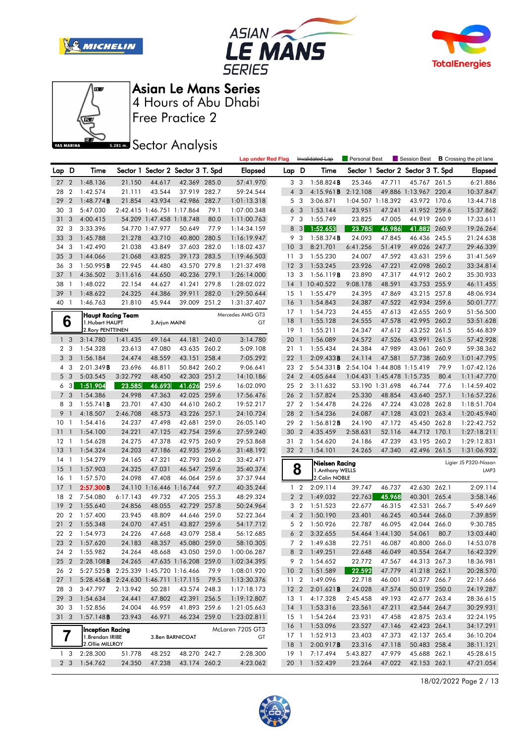# Asian Le Mans Series

## 4 Hours of Abu Dhabi

## Free Practice 2

## Sector Analysis

Lap under Red Flag | ~~Invalidated Lap~~ | Personal Best | Session Best | **B** Crossing the pit lane

| Lap | D | Time | Sector 1 | Sector 2 | Sector 3 | T. Spd | Elapsed |
|---|---|---|---|---|---|---|---|
| 27 | 2 | 1:48.136 | 21.150 | 44.617 | 42.369 | 285.0 | 57:41.970 |
| 28 | 2 | 1:42.574 | 21.111 | 43.544 | 37.919 | 282.7 | 59:24.544 |
| 29 | 2 | 1:48.774**B** | 21.854 | 43.934 | 42.986 | 282.7 | 1:01:13.318 |
| 30 | 3 | 5:47.030 | 2:42.415 | 1:46.751 | 1:17.864 | 79.1 | 1:07:00.348 |
| 31 | 3 | 4:00.415 | 54.209 | 1:47.458 | 1:18.748 | 80.0 | 1:11:00.763 |
| 32 | 3 | 3:33.396 | 54.770 | 1:47.977 | 50.649 | 77.9 | 1:14:34.159 |
| 33 | 3 | 1:45.788 | 21.278 | 43.710 | 40.800 | 280.5 | 1:16:19.947 |
| 34 | 3 | 1:42.490 | 21.038 | 43.849 | 37.603 | 282.0 | 1:18:02.437 |
| 35 | 3 | 1:44.066 | 21.068 | 43.825 | 39.173 | 283.5 | 1:19:46.503 |
| 36 | 3 | 1:50.995**B** | 22.945 | 44.480 | 43.570 | 279.8 | 1:21:37.498 |
| 37 | 1 | 4:36.502 | 3:11.616 | 44.650 | 40.236 | 279.1 | 1:26:14.000 |
| 38 | 1 | 1:48.022 | 22.154 | 44.627 | 41.241 | 279.8 | 1:28:02.022 |
| 39 | 1 | 1:48.622 | 24.325 | 44.386 | 39.911 | 282.0 | 1:29:50.644 |
| 40 | 1 | 1:46.763 | 21.810 | 45.944 | 39.009 | 251.2 | 1:31:37.407 |

**6 — Haupt Racing Team** — Mercedes AMG GT3 — GT
1.Hubert HAUPT, 2.Rory PENTTINEN, 3.Arjun MAINI

| Lap | D | Time | Sector 1 | Sector 2 | Sector 3 | T. Spd | Elapsed |
|---|---|---|---|---|---|---|---|
| 1 | 3 | 3:14.780 | 1:41.435 | 49.164 | 44.181 | 240.0 | 3:14.780 |
| 2 | 3 | 1:54.328 | 23.613 | 47.080 | 43.635 | 260.2 | 5:09.108 |
| 3 | 3 | 1:56.184 | 24.474 | 48.559 | 43.151 | 258.4 | 7:05.292 |
| 4 | 3 | 2:01.349**B** | 23.696 | 46.811 | 50.842 | 260.2 | 9:06.641 |
| 5 | 3 | 5:03.545 | 3:32.792 | 48.450 | 42.303 | 251.2 | 14:10.186 |
| 6 | 3 | 1:51.904 | 23.585 | 46.693 | 41.626 | 259.6 | 16:02.090 |
| 7 | 3 | 1:54.386 | 24.998 | 47.363 | 42.025 | 259.6 | 17:56.476 |
| 8 | 3 | 1:55.741**B** | 23.701 | 47.430 | 44.610 | 260.2 | 19:52.217 |
| 9 | 1 | 4:18.507 | 2:46.708 | 48.573 | 43.226 | 257.1 | 24:10.724 |
| 10 | 1 | 1:54.416 | 24.237 | 47.498 | 42.681 | 259.0 | 26:05.140 |
| 11 | 1 | 1:54.100 | 24.221 | 47.125 | 42.754 | 259.6 | 27:59.240 |
| 12 | 1 | 1:54.628 | 24.275 | 47.378 | 42.975 | 260.9 | 29:53.868 |
| 13 | 1 | 1:54.324 | 24.203 | 47.186 | 42.935 | 259.6 | 31:48.192 |
| 14 | 1 | 1:54.279 | 24.165 | 47.321 | 42.793 | 260.2 | 33:42.471 |
| 15 | 1 | 1:57.903 | 24.325 | 47.031 | 46.547 | 259.6 | 35:40.374 |
| 16 | 1 | 1:57.570 | 24.098 | 47.408 | 46.064 | 259.6 | 37:37.944 |
| 17 | 1 | 2:57.300**B** | 24.110 | 1:16.446 | 1:16.744 | 97.7 | 40:35.244 |
| 18 | 2 | 7:54.080 | 6:17.143 | 49.732 | 47.205 | 255.3 | 48:29.324 |
| 19 | 2 | 1:55.640 | 24.856 | 48.055 | 42.729 | 257.8 | 50:24.964 |
| 20 | 2 | 1:57.400 | 23.945 | 48.809 | 44.646 | 259.0 | 52:22.364 |
| 21 | 2 | 1:55.348 | 24.070 | 47.451 | 43.827 | 259.6 | 54:17.712 |
| 22 | 2 | 1:54.973 | 24.226 | 47.668 | 43.079 | 258.4 | 56:12.685 |
| 23 | 2 | 1:57.620 | 24.183 | 48.357 | 45.080 | 259.0 | 58:10.305 |
| 24 | 2 | 1:55.982 | 24.264 | 48.668 | 43.050 | 259.0 | 1:00:06.287 |
| 25 | 2 | 2:28.108**B** | 24.265 | 47.635 | 1:16.208 | 259.0 | 1:02:34.395 |
| 26 | 2 | 5:27.525**B** | 2:25.339 | 1:45.720 | 1:16.466 | 79.9 | 1:08:01.920 |
| 27 | 1 | 5:28.456**B** | 2:24.630 | 1:46.711 | 1:17.115 | 79.5 | 1:13:30.376 |
| 28 | 3 | 3:47.797 | 2:13.942 | 50.281 | 43.574 | 248.3 | 1:17:18.173 |
| 29 | 3 | 1:54.634 | 24.441 | 47.802 | 42.391 | 256.5 | 1:19:12.807 |
| 30 | 3 | 1:52.856 | 24.004 | 46.959 | 41.893 | 259.6 | 1:21:05.663 |
| 31 | 3 | 1:57.148**B** | 23.943 | 46.971 | 46.234 | 259.0 | 1:23:02.811 |

**7 — Inception Racing** — McLaren 720S GT3 — GT
1.Brendan IRIBE, 2.Ollie MILLROY, 3.Ben BARNICOAT

| Lap | D | Time | Sector 1 | Sector 2 | Sector 3 | T. Spd | Elapsed |
|---|---|---|---|---|---|---|---|
| 1 | 3 | 2:28.300 | 51.778 | 48.252 | 48.270 | 242.7 | 2:28.300 |
| 2 | 3 | 1:54.762 | 24.350 | 47.238 | 43.174 | 260.2 | 4:23.062 |
| 3 | 3 | 1:58.824**B** | 25.346 | 47.711 | 45.767 | 261.5 | 6:21.886 |
| 4 | 3 | 4:15.961**B** | 2:12.108 | 49.886 | 1:13.967 | 220.4 | 10:37.847 |
| 5 | 3 | 3:06.871 | 1:04.507 | 1:18.392 | 43.972 | 170.6 | 13:44.718 |
| 6 | 3 | 1:53.144 | 23.951 | 47.241 | 41.952 | 259.6 | 15:37.862 |
| 7 | 3 | 1:55.749 | 23.825 | 47.005 | 44.919 | 260.9 | 17:33.611 |
| 8 | 3 | 1:52.653 | 23.785 | 46.986 | 41.882 | 260.9 | 19:26.264 |
| 9 | 3 | 1:58.374**B** | 24.093 | 47.845 | 46.436 | 245.5 | 21:24.638 |
| 10 | 3 | 8:21.701 | 6:41.256 | 51.419 | 49.026 | 247.7 | 29:46.339 |
| 11 | 3 | 1:55.230 | 24.007 | 47.592 | 43.631 | 259.6 | 31:41.569 |
| 12 | 3 | 1:53.245 | 23.926 | 47.221 | 42.098 | 260.2 | 33:34.814 |
| 13 | 3 | 1:56.119**B** | 23.890 | 47.317 | 44.912 | 260.2 | 35:30.933 |
| 14 | 1 | 10:40.522 | 9:08.178 | 48.591 | 43.753 | 255.9 | 46:11.455 |
| 15 | 1 | 1:55.479 | 24.395 | 47.869 | 43.215 | 257.8 | 48:06.934 |
| 16 | 1 | 1:54.843 | 24.387 | 47.522 | 42.934 | 259.6 | 50:01.777 |
| 17 | 1 | 1:54.723 | 24.455 | 47.613 | 42.655 | 260.9 | 51:56.500 |
| 18 | 1 | 1:55.128 | 24.555 | 47.578 | 42.995 | 260.2 | 53:51.628 |
| 19 | 1 | 1:55.211 | 24.347 | 47.612 | 43.252 | 261.5 | 55:46.839 |
| 20 | 1 | 1:56.089 | 24.572 | 47.526 | 43.991 | 261.5 | 57:42.928 |
| 21 | 1 | 1:55.434 | 24.384 | 47.989 | 43.061 | 260.9 | 59:38.362 |
| 22 | 1 | 2:09.433**B** | 24.114 | 47.581 | 57.738 | 260.9 | 1:01:47.795 |
| 23 | 2 | 5:54.331**B** | 2:54.104 | 1:44.808 | 1:15.419 | 79.9 | 1:07:42.126 |
| 24 | 2 | 4:05.644 | 1:04.431 | 1:45.478 | 1:15.735 | 80.4 | 1:11:47.770 |
| 25 | 2 | 3:11.632 | 53.190 | 1:31.698 | 46.744 | 77.6 | 1:14:59.402 |
| 26 | 2 | 1:57.824 | 25.330 | 48.854 | 43.640 | 257.1 | 1:16:57.226 |
| 27 | 2 | 1:54.478 | 24.226 | 47.224 | 43.028 | 262.8 | 1:18:51.704 |
| 28 | 2 | 1:54.236 | 24.087 | 47.128 | 43.021 | 263.4 | 1:20:45.940 |
| 29 | 2 | 1:56.812**B** | 24.190 | 47.172 | 45.450 | 262.8 | 1:22:42.752 |
| 30 | 2 | 4:35.459 | 2:58.631 | 52.116 | 44.712 | 170.1 | 1:27:18.211 |
| 31 | 2 | 1:54.620 | 24.186 | 47.239 | 43.195 | 260.2 | 1:29:12.831 |
| 32 | 2 | 1:54.101 | 24.265 | 47.340 | 42.496 | 261.5 | 1:31:06.932 |

**8 — Nielsen Racing** — Ligier JS P320-Nissan — LMP3
1.Anthony WELLS, 2.Colin NOBLE

| Lap | D | Time | Sector 1 | Sector 2 | Sector 3 | T. Spd | Elapsed |
|---|---|---|---|---|---|---|---|
| 1 | 2 | 2:09.114 | 39.747 | 46.737 | 42.630 | 262.1 | 2:09.114 |
| 2 | 2 | 1:49.032 | 22.763 | 45.968 | 40.301 | 265.4 | 3:58.146 |
| 3 | 2 | 1:51.523 | 22.677 | 46.315 | 42.531 | 266.7 | 5:49.669 |
| 4 | 2 | 1:50.190 | 23.401 | 46.245 | 40.544 | 266.0 | 7:39.859 |
| 5 | 2 | 1:50.926 | 22.787 | 46.095 | 42.044 | 266.0 | 9:30.785 |
| 6 | 2 | 3:32.655 | 54.464 | 1:44.130 | 54.061 | 80.7 | 13:03.440 |
| 7 | 2 | 1:49.638 | 22.751 | 46.087 | 40.800 | 266.0 | 14:53.078 |
| 8 | 2 | 1:49.251 | 22.648 | 46.049 | 40.554 | 264.7 | 16:42.329 |
| 9 | 2 | 1:54.652 | 22.772 | 47.567 | 44.313 | 267.3 | 18:36.981 |
| 10 | 2 | 1:51.589 | 22.592 | 47.779 | 41.218 | 262.1 | 20:28.570 |
| 11 | 2 | 1:49.096 | 22.718 | 46.001 | 40.377 | 266.7 | 22:17.666 |
| 12 | 2 | 2:01.621**B** | 24.028 | 47.574 | 50.019 | 250.0 | 24:19.287 |
| 13 | 1 | 4:17.328 | 2:45.458 | 49.193 | 42.677 | 263.4 | 28:36.615 |
| 14 | 1 | 1:53.316 | 23.561 | 47.211 | 42.544 | 264.7 | 30:29.931 |
| 15 | 1 | 1:54.264 | 23.931 | 47.458 | 42.875 | 263.4 | 32:24.195 |
| 16 | 1 | 1:53.096 | 23.527 | 47.146 | 42.423 | 264.1 | 34:17.291 |
| 17 | 1 | 1:52.913 | 23.403 | 47.373 | 42.137 | 265.4 | 36:10.204 |
| 18 | 1 | 2:00.917**B** | 23.316 | 47.118 | 50.483 | 258.4 | 38:11.121 |
| 19 | 1 | 7:17.494 | 5:43.827 | 47.979 | 45.688 | 262.1 | 45:28.615 |
| 20 | 1 | 1:52.439 | 23.264 | 47.022 | 42.153 | 262.1 | 47:21.054 |

18/02/2022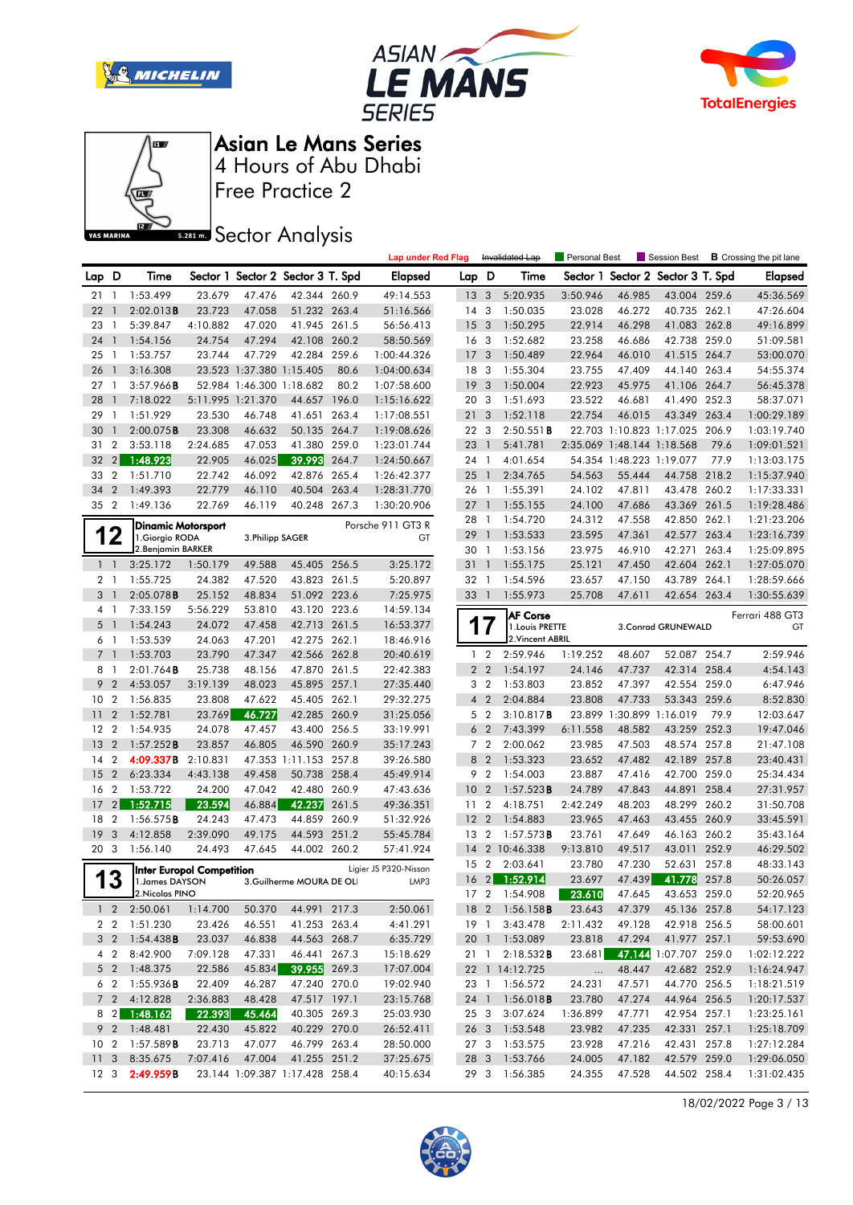# Asian Le Mans Series

## 4 Hours of Abu Dhabi

## Free Practice 2

## Sector Analysis

Lap under Red Flag | ~~Invalidated Lap~~ | Personal Best | Session Best | **B** Crossing the pit lane

| Lap | D | Time | Sector 1 | Sector 2 | Sector 3 | T. Spd | Elapsed |
|---|---|---|---|---|---|---|---|
| 21 | 1 | 1:53.499 | 23.679 | 47.476 | 42.344 | 260.9 | 49:14.553 |
| 22 | 1 | 2:02.013**B** | 23.723 | 47.058 | 51.232 | 263.4 | 51:16.566 |
| 23 | 1 | 5:39.847 | 4:10.882 | 47.020 | 41.945 | 261.5 | 56:56.413 |
| 24 | 1 | 1:54.156 | 24.754 | 47.294 | 42.108 | 260.2 | 58:50.569 |
| 25 | 1 | 1:53.757 | 23.744 | 47.729 | 42.284 | 259.6 | 1:00:44.326 |
| 26 | 1 | 3:16.308 | 23.523 | 1:37.380 | 1:15.405 | 80.6 | 1:04:00.634 |
| 27 | 1 | 3:57.966**B** | 52.984 | 1:46.300 | 1:18.682 | 80.2 | 1:07:58.600 |
| 28 | 1 | 7:18.022 | 5:11.995 | 1:21.370 | 44.657 | 196.0 | 1:15:16.622 |
| 29 | 1 | 1:51.929 | 23.530 | 46.748 | 41.651 | 263.4 | 1:17:08.551 |
| 30 | 1 | 2:00.075**B** | 23.308 | 46.632 | 50.135 | 264.7 | 1:19:08.626 |
| 31 | 2 | 3:53.118 | 2:24.685 | 47.053 | 41.380 | 259.0 | 1:23:01.744 |
| 32 | 2 | 1:48.923 | 22.905 | 46.025 | 39.993 | 264.7 | 1:24:50.667 |
| 33 | 2 | 1:51.710 | 22.742 | 46.092 | 42.876 | 265.4 | 1:26:42.377 |
| 34 | 2 | 1:49.393 | 22.779 | 46.110 | 40.504 | 263.4 | 1:28:31.770 |
| 35 | 2 | 1:49.136 | 22.769 | 46.119 | 40.248 | 267.3 | 1:30:20.906 |

**12** — **Dinamic Motorsport** — Porsche 911 GT3 R — GT
1.Giorgio RODA, 2.Benjamin BARKER, 3.Philipp SAGER

| Lap | D | Time | Sector 1 | Sector 2 | Sector 3 | T. Spd | Elapsed |
|---|---|---|---|---|---|---|---|
| 1 | 1 | 3:25.172 | 1:50.179 | 49.588 | 45.405 | 256.5 | 3:25.172 |
| 2 | 1 | 1:55.725 | 24.382 | 47.520 | 43.823 | 261.5 | 5:20.897 |
| 3 | 1 | 2:05.078**B** | 25.152 | 48.834 | 51.092 | 223.6 | 7:25.975 |
| 4 | 1 | 7:33.159 | 5:56.229 | 53.810 | 43.120 | 223.6 | 14:59.134 |
| 5 | 1 | 1:54.243 | 24.072 | 47.458 | 42.713 | 261.5 | 16:53.377 |
| 6 | 1 | 1:53.539 | 24.063 | 47.201 | 42.275 | 262.1 | 18:46.916 |
| 7 | 1 | 1:53.703 | 23.790 | 47.347 | 42.566 | 262.8 | 20:40.619 |
| 8 | 1 | 2:01.764**B** | 25.738 | 48.156 | 47.870 | 261.5 | 22:42.383 |
| 9 | 2 | 4:53.057 | 3:19.139 | 48.023 | 45.895 | 257.1 | 27:35.440 |
| 10 | 2 | 1:56.835 | 23.808 | 47.622 | 45.405 | 262.1 | 29:32.275 |
| 11 | 2 | 1:52.781 | 23.769 | 46.727 | 42.285 | 260.9 | 31:25.056 |
| 12 | 2 | 1:54.935 | 24.078 | 47.457 | 43.400 | 256.5 | 33:19.991 |
| 13 | 2 | 1:57.252**B** | 23.857 | 46.805 | 46.590 | 260.9 | 35:17.243 |
| 14 | 2 | 4:09.337**B** | 2:10.831 | 47.353 | 1:11.153 | 257.8 | 39:26.580 |
| 15 | 2 | 6:23.334 | 4:43.138 | 49.458 | 50.738 | 258.4 | 45:49.914 |
| 16 | 2 | 1:53.722 | 24.200 | 47.042 | 42.480 | 260.9 | 47:43.636 |
| 17 | 2 | 1:52.715 | 23.594 | 46.884 | 42.237 | 261.5 | 49:36.351 |
| 18 | 2 | 1:56.575**B** | 24.243 | 47.473 | 44.859 | 260.9 | 51:32.926 |
| 19 | 3 | 4:12.858 | 2:39.090 | 49.175 | 44.593 | 251.2 | 55:45.784 |
| 20 | 3 | 1:56.140 | 24.493 | 47.645 | 44.002 | 260.2 | 57:41.924 |

**13** — **Inter Europol Competition** — Ligier JS P320-Nissan — LMP3
1.James DAYSON, 2.Nicolas PINO, 3.Guilherme MOURA DE OLI

| Lap | D | Time | Sector 1 | Sector 2 | Sector 3 | T. Spd | Elapsed |
|---|---|---|---|---|---|---|---|
| 1 | 2 | 2:50.061 | 1:14.700 | 50.370 | 44.991 | 217.3 | 2:50.061 |
| 2 | 2 | 1:51.230 | 23.426 | 46.551 | 41.253 | 263.4 | 4:41.291 |
| 3 | 2 | 1:54.438**B** | 23.037 | 46.838 | 44.563 | 268.7 | 6:35.729 |
| 4 | 2 | 8:42.900 | 7:09.128 | 47.331 | 46.441 | 267.3 | 15:18.629 |
| 5 | 2 | 1:48.375 | 22.586 | 45.834 | 39.955 | 269.3 | 17:07.004 |
| 6 | 2 | 1:55.936**B** | 22.409 | 46.287 | 47.240 | 270.0 | 19:02.940 |
| 7 | 2 | 4:12.828 | 2:36.883 | 48.428 | 47.517 | 197.1 | 23:15.768 |
| 8 | 2 | 1:48.162 | 22.393 | 45.464 | 40.305 | 269.3 | 25:03.930 |
| 9 | 2 | 1:48.481 | 22.430 | 45.822 | 40.229 | 270.0 | 26:52.411 |
| 10 | 2 | 1:57.589**B** | 23.713 | 47.077 | 46.799 | 263.4 | 28:50.000 |
| 11 | 3 | 8:35.675 | 7:07.416 | 47.004 | 41.255 | 251.2 | 37:25.675 |
| 12 | 3 | 2:49.959**B** | 23.144 | 1:09.387 | 1:17.428 | 258.4 | 40:15.634 |
| 13 | 3 | 5:20.935 | 3:50.946 | 46.985 | 43.004 | 259.6 | 45:36.569 |
| 14 | 3 | 1:50.035 | 23.028 | 46.272 | 40.735 | 262.1 | 47:26.604 |
| 15 | 3 | 1:50.295 | 22.914 | 46.298 | 41.083 | 262.8 | 49:16.899 |
| 16 | 3 | 1:52.682 | 23.258 | 46.686 | 42.738 | 259.0 | 51:09.581 |
| 17 | 3 | 1:50.489 | 22.964 | 46.010 | 41.515 | 264.7 | 53:00.070 |
| 18 | 3 | 1:55.304 | 23.755 | 47.409 | 44.140 | 263.4 | 54:55.374 |
| 19 | 3 | 1:50.004 | 22.923 | 45.975 | 41.106 | 264.7 | 56:45.378 |
| 20 | 3 | 1:51.693 | 23.522 | 46.681 | 41.490 | 252.3 | 58:37.071 |
| 21 | 3 | 1:52.118 | 22.754 | 46.015 | 43.349 | 263.4 | 1:00:29.189 |
| 22 | 3 | 2:50.551**B** | 22.703 | 1:10.823 | 1:17.025 | 206.9 | 1:03:19.740 |
| 23 | 1 | 5:41.781 | 2:35.069 | 1:48.144 | 1:18.568 | 79.6 | 1:09:01.521 |
| 24 | 1 | 4:01.654 | 54.354 | 1:48.223 | 1:19.077 | 77.9 | 1:13:03.175 |
| 25 | 1 | 2:34.765 | 54.563 | 55.444 | 44.758 | 218.2 | 1:15:37.940 |
| 26 | 1 | 1:55.391 | 24.102 | 47.811 | 43.478 | 260.2 | 1:17:33.331 |
| 27 | 1 | 1:55.155 | 24.100 | 47.686 | 43.369 | 261.5 | 1:19:28.486 |
| 28 | 1 | 1:54.720 | 24.312 | 47.558 | 42.850 | 262.1 | 1:21:23.206 |
| 29 | 1 | 1:53.533 | 23.595 | 47.361 | 42.577 | 263.4 | 1:23:16.739 |
| 30 | 1 | 1:53.156 | 23.975 | 46.910 | 42.271 | 263.4 | 1:25:09.895 |
| 31 | 1 | 1:55.175 | 25.121 | 47.450 | 42.604 | 262.1 | 1:27:05.070 |
| 32 | 1 | 1:54.596 | 23.657 | 47.150 | 43.789 | 264.1 | 1:28:59.666 |
| 33 | 1 | 1:55.973 | 25.708 | 47.611 | 42.654 | 263.4 | 1:30:55.639 |

**17** — **AF Corse** — Ferrari 488 GT3 — GT
1.Louis PRETTE, 2.Vincent ABRIL, 3.Conrad GRUNEWALD

| Lap | D | Time | Sector 1 | Sector 2 | Sector 3 | T. Spd | Elapsed |
|---|---|---|---|---|---|---|---|
| 1 | 2 | 2:59.946 | 1:19.252 | 48.607 | 52.087 | 254.7 | 2:59.946 |
| 2 | 2 | 1:54.197 | 24.146 | 47.737 | 42.314 | 258.4 | 4:54.143 |
| 3 | 2 | 1:53.803 | 23.852 | 47.397 | 42.554 | 259.0 | 6:47.946 |
| 4 | 2 | 2:04.884 | 23.808 | 47.733 | 53.343 | 259.6 | 8:52.830 |
| 5 | 2 | 3:10.817**B** | 23.899 | 1:30.899 | 1:16.019 | 79.9 | 12:03.647 |
| 6 | 2 | 7:43.399 | 6:11.558 | 48.582 | 43.259 | 252.3 | 19:47.046 |
| 7 | 2 | 2:00.062 | 23.985 | 47.503 | 48.574 | 257.8 | 21:47.108 |
| 8 | 2 | 1:53.323 | 23.652 | 47.482 | 42.189 | 257.8 | 23:40.431 |
| 9 | 2 | 1:54.003 | 23.887 | 47.416 | 42.700 | 259.0 | 25:34.434 |
| 10 | 2 | 1:57.523**B** | 24.789 | 47.843 | 44.891 | 258.4 | 27:31.957 |
| 11 | 2 | 4:18.751 | 2:42.249 | 48.203 | 48.299 | 260.2 | 31:50.708 |
| 12 | 2 | 1:54.883 | 23.965 | 47.463 | 43.455 | 260.9 | 33:45.591 |
| 13 | 2 | 1:57.573**B** | 23.761 | 47.649 | 46.163 | 260.2 | 35:43.164 |
| 14 | 2 | 10:46.338 | 9:13.810 | 49.517 | 43.011 | 252.9 | 46:29.502 |
| 15 | 2 | 2:03.641 | 23.780 | 47.230 | 52.631 | 257.8 | 48:33.143 |
| 16 | 2 | 1:52.914 | 23.697 | 47.439 | 41.778 | 257.8 | 50:26.057 |
| 17 | 2 | 1:54.908 | 23.610 | 47.645 | 43.653 | 259.0 | 52:20.965 |
| 18 | 2 | 1:56.158**B** | 23.643 | 47.379 | 45.136 | 257.8 | 54:17.123 |
| 19 | 1 | 3:43.478 | 2:11.432 | 49.128 | 42.918 | 256.5 | 58:00.601 |
| 20 | 1 | 1:53.089 | 23.818 | 47.294 | 41.977 | 257.1 | 59:53.690 |
| 21 | 1 | 2:18.532**B** | 23.681 | 47.144 | 1:07.707 | 259.0 | 1:02:12.222 |
| 22 | 1 | 14:12.725 | ... | 48.447 | 42.682 | 252.9 | 1:16:24.947 |
| 23 | 1 | 1:56.572 | 24.231 | 47.571 | 44.770 | 256.5 | 1:18:21.519 |
| 24 | 1 | 1:56.018**B** | 23.780 | 47.274 | 44.964 | 256.5 | 1:20:17.537 |
| 25 | 3 | 3:07.624 | 1:36.899 | 47.771 | 42.954 | 257.1 | 1:23:25.161 |
| 26 | 3 | 1:53.548 | 23.982 | 47.235 | 42.331 | 257.1 | 1:25:18.709 |
| 27 | 3 | 1:53.575 | 23.928 | 47.216 | 42.431 | 257.8 | 1:27:12.284 |
| 28 | 3 | 1:53.766 | 24.005 | 47.182 | 42.579 | 259.0 | 1:29:06.050 |
| 29 | 3 | 1:56.385 | 24.355 | 47.528 | 44.502 | 258.4 | 1:31:02.435 |

18/02/2022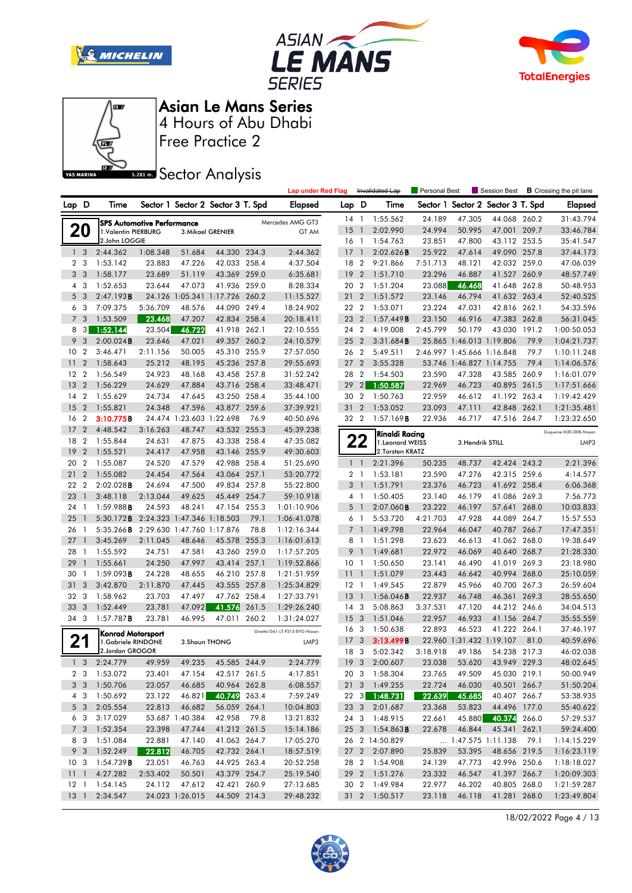# Asian Le Mans Series

## 4 Hours of Abu Dhabi

## Free Practice 2

## Sector Analysis

Lap under Red Flag | Invalidated Lap | Personal Best | Session Best | **B** Crossing the pit lane

### 20 — SPS Automotive Performance — Mercedes AMG GT3 — GT AM

1.Valentin PIERBURG, 2.John LOGGIE, 3.Mikael GRENIER

| Lap | D | Time | Sector 1 | Sector 2 | Sector 3 | T. Spd | Elapsed |
|---|---|---|---|---|---|---|---|
| 1 | 3 | 2:44.362 | 1:08.348 | 51.684 | 44.330 | 234.3 | 2:44.362 |
| 2 | 3 | 1:53.142 | 23.883 | 47.226 | 42.033 | 258.4 | 4:37.504 |
| 3 | 3 | 1:58.177 | 23.689 | 51.119 | 43.369 | 259.0 | 6:35.681 |
| 4 | 3 | 1:52.653 | 23.644 | 47.073 | 41.936 | 259.0 | 8:28.334 |
| 5 | 3 | 2:47.193B | 24.126 | 1:05.341 | 1:17.726 | 260.2 | 11:15.527 |
| 6 | 3 | 7:09.375 | 5:36.709 | 48.576 | 44.090 | 249.4 | 18:24.902 |
| 7 | 3 | 1:53.509 | 23.468 | 47.207 | 42.834 | 258.4 | 20:18.411 |
| 8 | 3 | 1:52.144 | 23.504 | 46.722 | 41.918 | 262.1 | 22:10.555 |
| 9 | 3 | 2:00.024B | 23.646 | 47.021 | 49.357 | 260.2 | 24:10.579 |
| 10 | 2 | 3:46.471 | 2:11.156 | 50.005 | 45.310 | 255.9 | 27:57.050 |
| 11 | 2 | 1:58.643 | 25.212 | 48.195 | 45.236 | 257.8 | 29:55.693 |
| 12 | 2 | 1:56.549 | 24.923 | 48.168 | 43.458 | 257.8 | 31:52.242 |
| 13 | 2 | 1:56.229 | 24.629 | 47.884 | 43.716 | 258.4 | 33:48.471 |
| 14 | 2 | 1:55.629 | 24.734 | 47.645 | 43.250 | 258.4 | 35:44.100 |
| 15 | 2 | 1:55.821 | 24.348 | 47.596 | 43.877 | 259.6 | 37:39.921 |
| 16 | 2 | 3:10.775B | 24.474 | 1:23.603 | 1:22.698 | 76.9 | 40:50.696 |
| 17 | 2 | 4:48.542 | 3:16.263 | 48.747 | 43.532 | 255.3 | 45:39.238 |
| 18 | 2 | 1:55.844 | 24.631 | 47.875 | 43.338 | 258.4 | 47:35.082 |
| 19 | 2 | 1:55.521 | 24.417 | 47.958 | 43.146 | 255.9 | 49:30.603 |
| 20 | 2 | 1:55.087 | 24.520 | 47.579 | 42.988 | 258.4 | 51:25.690 |
| 21 | 2 | 1:55.082 | 24.454 | 47.564 | 43.064 | 257.1 | 53:20.772 |
| 22 | 2 | 2:02.028B | 24.694 | 47.500 | 49.834 | 257.8 | 55:22.800 |
| 23 | 1 | 3:48.118 | 2:13.044 | 49.625 | 45.449 | 254.7 | 59:10.918 |
| 24 | 1 | 1:59.988B | 24.593 | 48.241 | 47.154 | 255.3 | 1:01:10.906 |
| 25 | 1 | 5:30.172B | 2:24.323 | 1:47.346 | 1:18.503 | 79.1 | 1:06:41.078 |
| 26 | 1 | 5:35.266B | 2:29.630 | 1:47.760 | 1:17.876 | 78.8 | 1:12:16.344 |
| 27 | 1 | 3:45.269 | 2:11.045 | 48.646 | 45.578 | 255.3 | 1:16:01.613 |
| 28 | 1 | 1:55.592 | 24.751 | 47.581 | 43.260 | 259.0 | 1:17:57.205 |
| 29 | 1 | 1:55.661 | 24.250 | 47.997 | 43.414 | 257.1 | 1:19:52.866 |
| 30 | 1 | 1:59.093B | 24.228 | 48.655 | 46.210 | 257.8 | 1:21:51.959 |
| 31 | 3 | 3:42.870 | 2:11.870 | 47.445 | 43.555 | 257.8 | 1:25:34.829 |
| 32 | 3 | 1:58.962 | 23.703 | 47.497 | 47.762 | 258.4 | 1:27:33.791 |
| 33 | 3 | 1:52.449 | 23.781 | 47.092 | 41.576 | 261.5 | 1:29:26.240 |
| 34 | 3 | 1:57.787B | 23.781 | 46.995 | 47.011 | 260.2 | 1:31:24.027 |

### 21 — Konrad Motorsport — Ginetta G61-LT-P315-EVO-Nissan — LMP3

1.Gabriele RINDONE, 2.Jordan GROGOR, 3.Shaun THONG

| Lap | D | Time | Sector 1 | Sector 2 | Sector 3 | T. Spd | Elapsed |
|---|---|---|---|---|---|---|---|
| 1 | 3 | 2:24.779 | 49.959 | 49.235 | 45.585 | 244.9 | 2:24.779 |
| 2 | 3 | 1:53.072 | 23.401 | 47.154 | 42.517 | 261.5 | 4:17.851 |
| 3 | 3 | 1:50.706 | 23.057 | 46.685 | 40.964 | 262.8 | 6:08.557 |
| 4 | 3 | 1:50.692 | 23.122 | 46.821 | 40.749 | 263.4 | 7:59.249 |
| 5 | 3 | 2:05.554 | 22.813 | 46.682 | 56.059 | 264.1 | 10:04.803 |
| 6 | 3 | 3:17.029 | 53.687 | 1:40.384 | 42.958 | 79.8 | 13:21.832 |
| 7 | 3 | 1:52.354 | 23.398 | 47.744 | 41.212 | 261.5 | 15:14.186 |
| 8 | 3 | 1:51.084 | 22.881 | 47.140 | 41.063 | 264.7 | 17:05.270 |
| 9 | 3 | 1:52.249 | 22.812 | 46.705 | 42.732 | 264.1 | 18:57.519 |
| 10 | 3 | 1:54.739B | 23.051 | 46.763 | 44.925 | 263.4 | 20:52.258 |
| 11 | 1 | 4:27.282 | 2:53.402 | 50.501 | 43.379 | 254.7 | 25:19.540 |
| 12 | 1 | 1:54.145 | 24.112 | 47.612 | 42.421 | 260.9 | 27:13.685 |
| 13 | 1 | 2:34.547 | 24.023 | 1:26.015 | 44.509 | 214.3 | 29:48.232 |
| 14 | 1 | 1:55.562 | 24.189 | 47.305 | 44.068 | 260.2 | 31:43.794 |
| 15 | 1 | 2:02.990 | 24.994 | 50.995 | 47.001 | 209.7 | 33:46.784 |
| 16 | 1 | 1:54.763 | 23.851 | 47.800 | 43.112 | 253.5 | 35:41.547 |
| 17 | 1 | 2:02.626B | 25.922 | 47.614 | 49.090 | 257.8 | 37:44.173 |
| 18 | 2 | 9:21.866 | 7:51.713 | 48.121 | 42.032 | 259.0 | 47:06.039 |
| 19 | 2 | 1:51.710 | 23.296 | 46.887 | 41.527 | 260.9 | 48:57.749 |
| 20 | 2 | 1:51.204 | 23.088 | 46.468 | 41.648 | 262.8 | 50:48.953 |
| 21 | 2 | 1:51.572 | 23.146 | 46.794 | 41.632 | 263.4 | 52:40.525 |
| 22 | 2 | 1:53.071 | 23.224 | 47.031 | 42.816 | 262.1 | 54:33.596 |
| 23 | 2 | 1:57.449B | 23.150 | 46.916 | 47.383 | 262.8 | 56:31.045 |
| 24 | 2 | 4:19.008 | 2:45.799 | 50.179 | 43.030 | 191.2 | 1:00:50.053 |
| 25 | 2 | 3:31.684B | 25.865 | 1:46.013 | 1:19.806 | 79.9 | 1:04:21.737 |
| 26 | 2 | 5:49.511 | 2:46.997 | 1:45.666 | 1:16.848 | 79.7 | 1:10:11.248 |
| 27 | 2 | 3:55.328 | 53.746 | 1:46.827 | 1:14.755 | 79.4 | 1:14:06.576 |
| 28 | 2 | 1:54.503 | 23.590 | 47.328 | 43.585 | 260.9 | 1:16:01.079 |
| 29 | 2 | 1:50.587 | 22.969 | 46.723 | 40.895 | 261.5 | 1:17:51.666 |
| 30 | 2 | 1:50.763 | 22.959 | 46.612 | 41.192 | 263.4 | 1:19:42.429 |
| 31 | 2 | 1:53.052 | 23.093 | 47.111 | 42.848 | 262.1 | 1:21:35.481 |
| 32 | 2 | 1:57.169B | 22.936 | 46.717 | 47.516 | 264.7 | 1:23:32.650 |

### 22 — Rinaldi Racing — Duqueine M30-D08-Nissan — LMP3

1.Leonard WEISS, 2.Torsten KRATZ, 3.Hendrik STILL

| Lap | D | Time | Sector 1 | Sector 2 | Sector 3 | T. Spd | Elapsed |
|---|---|---|---|---|---|---|---|
| 1 | 1 | 2:21.396 | 50.235 | 48.737 | 42.424 | 243.2 | 2:21.396 |
| 2 | 1 | 1:53.181 | 23.590 | 47.276 | 42.315 | 259.6 | 4:14.577 |
| 3 | 1 | 1:51.791 | 23.376 | 46.723 | 41.692 | 258.4 | 6:06.368 |
| 4 | 1 | 1:50.405 | 23.140 | 46.179 | 41.086 | 269.3 | 7:56.773 |
| 5 | 1 | 2:07.060B | 23.222 | 46.197 | 57.641 | 268.0 | 10:03.833 |
| 6 | 1 | 5:53.720 | 4:21.703 | 47.928 | 44.089 | 264.7 | 15:57.553 |
| 7 | 1 | 1:49.798 | 22.964 | 46.047 | 40.787 | 266.7 | 17:47.351 |
| 8 | 1 | 1:51.298 | 23.623 | 46.613 | 41.062 | 268.0 | 19:38.649 |
| 9 | 1 | 1:49.681 | 22.972 | 46.069 | 40.640 | 268.7 | 21:28.330 |
| 10 | 1 | 1:50.650 | 23.141 | 46.490 | 41.019 | 269.3 | 23:18.980 |
| 11 | 1 | 1:51.079 | 23.443 | 46.642 | 40.994 | 268.0 | 25:10.059 |
| 12 | 1 | 1:49.545 | 22.879 | 45.966 | 40.700 | 267.3 | 26:59.604 |
| 13 | 1 | 1:56.046B | 22.937 | 46.748 | 46.361 | 269.3 | 28:55.650 |
| 14 | 3 | 5:08.863 | 3:37.531 | 47.120 | 44.212 | 246.6 | 34:04.513 |
| 15 | 3 | 1:51.046 | 22.957 | 46.933 | 41.156 | 264.7 | 35:55.559 |
| 16 | 3 | 1:50.638 | 22.893 | 46.523 | 41.222 | 264.1 | 37:46.197 |
| 17 | 3 | 3:13.499B | 22.960 | 1:31.432 | 1:19.107 | 81.0 | 40:59.696 |
| 18 | 3 | 5:02.342 | 3:18.918 | 49.186 | 54.238 | 217.3 | 46:02.038 |
| 19 | 3 | 2:00.607 | 23.038 | 53.620 | 43.949 | 229.3 | 48:02.645 |
| 20 | 3 | 1:58.304 | 23.765 | 49.509 | 45.030 | 219.1 | 50:00.949 |
| 21 | 3 | 1:49.255 | 22.724 | 46.030 | 40.501 | 266.7 | 51:50.204 |
| 22 | 3 | 1:48.731 | 22.639 | 45.685 | 40.407 | 266.7 | 53:38.935 |
| 23 | 3 | 2:01.687 | 23.368 | 53.823 | 44.496 | 177.0 | 55:40.622 |
| 24 | 3 | 1:48.915 | 22.661 | 45.880 | 40.374 | 266.0 | 57:29.537 |
| 25 | 3 | 1:54.863B | 22.678 | 46.844 | 45.341 | 262.1 | 59:24.400 |
| 26 | 2 | 14:50.829 | ... | 1:47.575 | 1:11.138 | 79.1 | 1:14:15.229 |
| 27 | 2 | 2:07.890 | 25.839 | 53.395 | 48.656 | 219.5 | 1:16:23.119 |
| 28 | 2 | 1:54.908 | 24.139 | 47.773 | 42.996 | 250.6 | 1:18:18.027 |
| 29 | 2 | 1:51.276 | 23.332 | 46.547 | 41.397 | 266.7 | 1:20:09.303 |
| 30 | 2 | 1:49.984 | 22.977 | 46.202 | 40.805 | 268.0 | 1:21:59.287 |
| 31 | 2 | 1:50.517 | 23.118 | 46.118 | 41.281 | 268.0 | 1:23:49.804 |

18/02/2022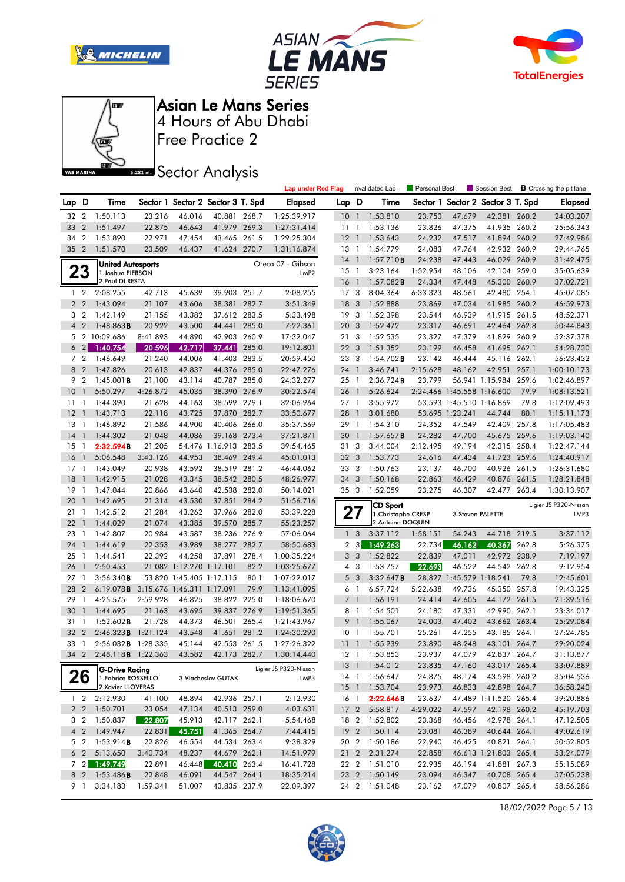# Asian Le Mans Series

## 4 Hours of Abu Dhabi

## Free Practice 2

### Sector Analysis

Lap under Red Flag | ~~Invalidated Lap~~ | Personal Best | Session Best | **B** Crossing the pit lane

| Lap | D | Time | Sector 1 | Sector 2 | Sector 3 | T. Spd | Elapsed |
|---|---|---|---|---|---|---|---|
| 32 | 2 | 1:50.113 | 23.216 | 46.016 | 40.881 | 268.7 | 1:25:39.917 |
| 33 | 2 | 1:51.497 | 22.875 | 46.643 | 41.979 | 269.3 | 1:27:31.414 |
| 34 | 2 | 1:53.890 | 22.971 | 47.454 | 43.465 | 261.5 | 1:29:25.304 |
| 35 | 2 | 1:51.570 | 23.509 | 46.437 | 41.624 | 270.7 | 1:31:16.874 |

**23** — United Autosports — Oreca 07 - Gibson — LMP2
1.Joshua PIERSON
2.Paul DI RESTA

| Lap | D | Time | Sector 1 | Sector 2 | Sector 3 | T. Spd | Elapsed |
|---|---|---|---|---|---|---|---|
| 1 | 2 | 2:08.255 | 42.713 | 45.639 | 39.903 | 251.7 | 2:08.255 |
| 2 | 2 | 1:43.094 | 21.107 | 43.606 | 38.381 | 282.7 | 3:51.349 |
| 3 | 2 | 1:42.149 | 21.155 | 43.382 | 37.612 | 283.5 | 5:33.498 |
| 4 | 2 | 1:48.863**B** | 20.922 | 43.500 | 44.441 | 285.0 | 7:22.361 |
| 5 | 2 | 10:09.686 | 8:41.893 | 44.890 | 42.903 | 260.9 | 17:32.047 |
| 6 | 2 | 1:40.754 | 20.596 | 42.717 | 37.441 | 285.0 | 19:12.801 |
| 7 | 2 | 1:46.649 | 21.240 | 44.006 | 41.403 | 283.5 | 20:59.450 |
| 8 | 2 | 1:47.826 | 20.613 | 42.837 | 44.376 | 285.0 | 22:47.276 |
| 9 | 2 | 1:45.001**B** | 21.100 | 43.114 | 40.787 | 285.0 | 24:32.277 |
| 10 | 1 | 5:50.297 | 4:26.872 | 45.035 | 38.390 | 276.9 | 30:22.574 |
| 11 | 1 | 1:44.390 | 21.628 | 44.163 | 38.599 | 279.1 | 32:06.964 |
| 12 | 1 | 1:43.713 | 22.118 | 43.725 | 37.870 | 282.7 | 33:50.677 |
| 13 | 1 | 1:46.892 | 21.586 | 44.900 | 40.406 | 266.0 | 35:37.569 |
| 14 | 1 | 1:44.302 | 21.048 | 44.086 | 39.168 | 273.4 | 37:21.871 |
| 15 | 1 | 2:32.594**B** | 21.205 | 54.476 | 1:16.913 | 283.5 | 39:54.465 |
| 16 | 1 | 5:06.548 | 3:43.126 | 44.953 | 38.469 | 249.4 | 45:01.013 |
| 17 | 1 | 1:43.049 | 20.938 | 43.592 | 38.519 | 281.2 | 46:44.062 |
| 18 | 1 | 1:42.915 | 21.028 | 43.345 | 38.542 | 280.5 | 48:26.977 |
| 19 | 1 | 1:47.044 | 20.866 | 43.640 | 42.538 | 282.0 | 50:14.021 |
| 20 | 1 | 1:42.695 | 21.314 | 43.530 | 37.851 | 284.2 | 51:56.716 |
| 21 | 1 | 1:42.512 | 21.284 | 43.262 | 37.966 | 282.0 | 53:39.228 |
| 22 | 1 | 1:44.029 | 21.074 | 43.385 | 39.570 | 285.7 | 55:23.257 |
| 23 | 1 | 1:42.807 | 20.984 | 43.587 | 38.236 | 276.9 | 57:06.064 |
| 24 | 1 | 1:44.619 | 22.353 | 43.989 | 38.277 | 282.7 | 58:50.683 |
| 25 | 1 | 1:44.541 | 22.392 | 44.258 | 37.891 | 278.4 | 1:00:35.224 |
| 26 | 1 | 2:50.453 | 21.082 | 1:12.270 | 1:17.101 | 82.2 | 1:03:25.677 |
| 27 | 1 | 3:56.340**B** | 53.820 | 1:45.405 | 1:17.115 | 80.1 | 1:07:22.017 |
| 28 | 2 | 6:19.078**B** | 3:15.676 | 1:46.311 | 1:17.091 | 79.9 | 1:13:41.095 |
| 29 | 1 | 4:25.575 | 2:59.928 | 46.825 | 38.822 | 225.0 | 1:18:06.670 |
| 30 | 1 | 1:44.695 | 21.163 | 43.695 | 39.837 | 276.9 | 1:19:51.365 |
| 31 | 1 | 1:52.602**B** | 21.728 | 44.373 | 46.501 | 265.4 | 1:21:43.967 |
| 32 | 2 | 2:46.323**B** | 1:21.124 | 43.548 | 41.651 | 281.2 | 1:24:30.290 |
| 33 | 1 | 2:56.032**B** | 1:28.335 | 45.144 | 42.553 | 261.5 | 1:27:26.322 |
| 34 | 2 | 2:48.118**B** | 1:22.363 | 43.582 | 42.173 | 282.7 | 1:30:14.440 |

**26** — G-Drive Racing — Ligier JS P320-Nissan — LMP3
1.Fabrice ROSSELLO
2.Xavier LLOVERAS
3.Viacheslav GUTAK

| Lap | D | Time | Sector 1 | Sector 2 | Sector 3 | T. Spd | Elapsed |
|---|---|---|---|---|---|---|---|
| 1 | 2 | 2:12.930 | 41.100 | 48.894 | 42.936 | 257.1 | 2:12.930 |
| 2 | 2 | 1:50.701 | 23.054 | 47.134 | 40.513 | 259.0 | 4:03.631 |
| 3 | 2 | 1:50.837 | 22.807 | 45.913 | 42.117 | 262.1 | 5:54.468 |
| 4 | 2 | 1:49.947 | 22.831 | 45.751 | 41.365 | 264.7 | 7:44.415 |
| 5 | 2 | 1:53.914**B** | 22.826 | 46.554 | 44.534 | 263.4 | 9:38.329 |
| 6 | 2 | 5:13.650 | 3:40.734 | 48.237 | 44.679 | 262.1 | 14:51.979 |
| 7 | 2 | 1:49.749 | 22.891 | 46.448 | 40.410 | 263.4 | 16:41.728 |
| 8 | 2 | 1:53.486**B** | 22.848 | 46.091 | 44.547 | 264.1 | 18:35.214 |
| 9 | 1 | 3:34.183 | 1:59.341 | 51.007 | 43.835 | 237.9 | 22:09.397 |
| 10 | 1 | 1:53.810 | 23.750 | 47.679 | 42.381 | 260.2 | 24:03.207 |
| 11 | 1 | 1:53.136 | 23.826 | 47.375 | 41.935 | 260.2 | 25:56.343 |
| 12 | 1 | 1:53.643 | 24.232 | 47.517 | 41.894 | 260.9 | 27:49.986 |
| 13 | 1 | 1:54.779 | 24.083 | 47.764 | 42.932 | 260.9 | 29:44.765 |
| 14 | 1 | 1:57.710**B** | 24.238 | 47.443 | 46.029 | 260.9 | 31:42.475 |
| 15 | 1 | 3:23.164 | 1:52.954 | 48.106 | 42.104 | 259.0 | 35:05.639 |
| 16 | 1 | 1:57.082**B** | 24.334 | 47.448 | 45.300 | 260.9 | 37:02.721 |
| 17 | 3 | 8:04.364 | 6:33.323 | 48.561 | 42.480 | 254.1 | 45:07.085 |
| 18 | 3 | 1:52.888 | 23.869 | 47.034 | 41.985 | 260.2 | 46:59.973 |
| 19 | 3 | 1:52.398 | 23.544 | 46.939 | 41.915 | 261.5 | 48:52.371 |
| 20 | 3 | 1:52.472 | 23.317 | 46.691 | 42.464 | 262.8 | 50:44.843 |
| 21 | 3 | 1:52.535 | 23.327 | 47.379 | 41.829 | 260.9 | 52:37.378 |
| 22 | 3 | 1:51.352 | 23.199 | 46.458 | 41.695 | 262.1 | 54:28.730 |
| 23 | 3 | 1:54.702**B** | 23.142 | 46.444 | 45.116 | 262.1 | 56:23.432 |
| 24 | 1 | 3:46.741 | 2:15.628 | 48.162 | 42.951 | 257.1 | 1:00:10.173 |
| 25 | 1 | 3:26.724**B** | 23.799 | 56.941 | 1:15.984 | 259.6 | 1:02:46.897 |
| 26 | 1 | 5:26.624 | 2:24.466 | 1:45.558 | 1:16.600 | 79.9 | 1:08:13.521 |
| 27 | 1 | 3:55.972 | 53.593 | 1:45.510 | 1:16.869 | 79.8 | 1:12:09.493 |
| 28 | 1 | 3:01.680 | 53.695 | 1:23.241 | 44.744 | 80.1 | 1:15:11.173 |
| 29 | 1 | 1:54.310 | 24.352 | 47.549 | 42.409 | 257.8 | 1:17:05.483 |
| 30 | 1 | 1:57.657**B** | 24.282 | 47.700 | 45.675 | 259.6 | 1:19:03.140 |
| 31 | 3 | 3:44.004 | 2:12.495 | 49.194 | 42.315 | 258.4 | 1:22:47.144 |
| 32 | 3 | 1:53.773 | 24.616 | 47.434 | 41.723 | 259.6 | 1:24:40.917 |
| 33 | 3 | 1:50.763 | 23.137 | 46.700 | 40.926 | 261.5 | 1:26:31.680 |
| 34 | 3 | 1:50.168 | 22.863 | 46.429 | 40.876 | 261.5 | 1:28:21.848 |
| 35 | 3 | 1:52.059 | 23.275 | 46.307 | 42.477 | 263.4 | 1:30:13.907 |

**27** — CD Sport — Ligier JS P320-Nissan — LMP3
1.Christophe CRESP
2.Antoine DOQUIN
3.Steven PALETTE

| Lap | D | Time | Sector 1 | Sector 2 | Sector 3 | T. Spd | Elapsed |
|---|---|---|---|---|---|---|---|
| 1 | 3 | 3:37.112 | 1:58.151 | 54.243 | 44.718 | 219.5 | 3:37.112 |
| 2 | 3 | 1:49.263 | 22.734 | 46.162 | 40.367 | 262.8 | 5:26.375 |
| 3 | 3 | 1:52.822 | 22.839 | 47.011 | 42.972 | 238.9 | 7:19.197 |
| 4 | 3 | 1:53.757 | 22.693 | 46.522 | 44.542 | 262.8 | 9:12.954 |
| 5 | 3 | 3:32.647**B** | 28.827 | 1:45.579 | 1:18.241 | 79.8 | 12:45.601 |
| 6 | 1 | 6:57.724 | 5:22.638 | 49.736 | 45.350 | 257.8 | 19:43.325 |
| 7 | 1 | 1:56.191 | 24.414 | 47.605 | 44.172 | 261.5 | 21:39.516 |
| 8 | 1 | 1:54.501 | 24.180 | 47.331 | 42.990 | 262.1 | 23:34.017 |
| 9 | 1 | 1:55.067 | 24.003 | 47.402 | 43.662 | 263.4 | 25:29.084 |
| 10 | 1 | 1:55.701 | 25.261 | 47.255 | 43.185 | 264.1 | 27:24.785 |
| 11 | 1 | 1:55.239 | 23.890 | 48.248 | 43.101 | 264.7 | 29:20.024 |
| 12 | 1 | 1:53.853 | 23.937 | 47.079 | 42.837 | 264.7 | 31:13.877 |
| 13 | 1 | 1:54.012 | 23.835 | 47.160 | 43.017 | 265.4 | 33:07.889 |
| 14 | 1 | 1:56.647 | 24.875 | 48.174 | 43.598 | 260.2 | 35:04.536 |
| 15 | 1 | 1:53.704 | 23.973 | 46.833 | 42.898 | 264.7 | 36:58.240 |
| 16 | 1 | 2:22.646**B** | 23.637 | 47.489 | 1:11.520 | 265.4 | 39:20.886 |
| 17 | 2 | 5:58.817 | 4:29.022 | 47.597 | 42.198 | 260.2 | 45:19.703 |
| 18 | 2 | 1:52.802 | 23.368 | 46.456 | 42.978 | 264.1 | 47:12.505 |
| 19 | 2 | 1:50.114 | 23.081 | 46.389 | 40.644 | 264.1 | 49:02.619 |
| 20 | 2 | 1:50.186 | 22.940 | 46.425 | 40.821 | 264.1 | 50:52.805 |
| 21 | 2 | 2:31.274 | 22.858 | 46.613 | 1:21.803 | 265.4 | 53:24.079 |
| 22 | 2 | 1:51.010 | 22.935 | 46.194 | 41.881 | 267.3 | 55:15.089 |
| 23 | 2 | 1:50.149 | 23.094 | 46.347 | 40.708 | 265.4 | 57:05.238 |
| 24 | 2 | 1:51.048 | 23.162 | 47.079 | 40.807 | 265.4 | 58:56.286 |

18/02/2022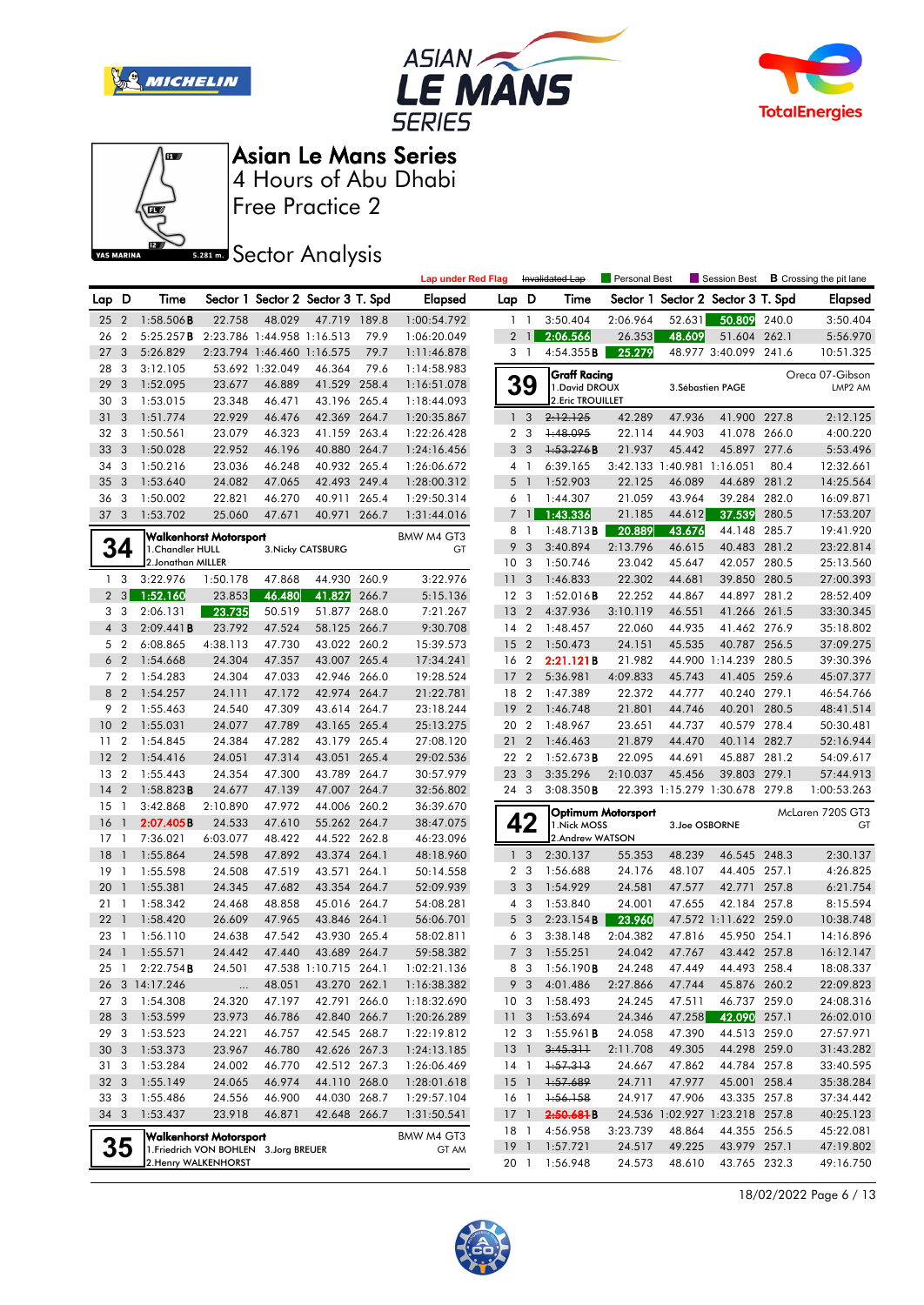# Asian Le Mans Series

## 4 Hours of Abu Dhabi

## Free Practice 2

## Sector Analysis

Lap under Red Flag | ~~Invalidated Lap~~ | Personal Best | Session Best | **B** Crossing the pit lane

| Lap | D | Time | Sector 1 | Sector 2 | Sector 3 | T. Spd | Elapsed |
|---|---|---|---|---|---|---|---|
| 25 | 2 | 1:58.506**B** | 22.758 | 48.029 | 47.719 | 189.8 | 1:00:54.792 |
| 26 | 2 | 5:25.257**B** | 2:23.786 | 1:44.958 | 1:16.513 | 79.9 | 1:06:20.049 |
| 27 | 3 | 5:26.829 | 2:23.794 | 1:46.460 | 1:16.575 | 79.7 | 1:11:46.878 |
| 28 | 3 | 3:12.105 | 53.692 | 1:32.049 | 46.364 | 79.6 | 1:14:58.983 |
| 29 | 3 | 1:52.095 | 23.677 | 46.889 | 41.529 | 258.4 | 1:16:51.078 |
| 30 | 3 | 1:53.015 | 23.348 | 46.471 | 43.196 | 265.4 | 1:18:44.093 |
| 31 | 3 | 1:51.774 | 22.929 | 46.476 | 42.369 | 264.7 | 1:20:35.867 |
| 32 | 3 | 1:50.561 | 23.079 | 46.323 | 41.159 | 263.4 | 1:22:26.428 |
| 33 | 3 | 1:50.028 | 22.952 | 46.196 | 40.880 | 264.7 | 1:24:16.456 |
| 34 | 3 | 1:50.216 | 23.036 | 46.248 | 40.932 | 265.4 | 1:26:06.672 |
| 35 | 3 | 1:53.640 | 24.082 | 47.065 | 42.493 | 249.4 | 1:28:00.312 |
| 36 | 3 | 1:50.002 | 22.821 | 46.270 | 40.911 | 265.4 | 1:29:50.314 |
| 37 | 3 | 1:53.702 | 25.060 | 47.671 | 40.971 | 266.7 | 1:31:44.016 |

**34 — Walkenhorst Motorsport** — BMW M4 GT3 — GT
1.Chandler HULL, 2.Jonathan MILLER, 3.Nicky CATSBURG

| Lap | D | Time | Sector 1 | Sector 2 | Sector 3 | T. Spd | Elapsed |
|---|---|---|---|---|---|---|---|
| 1 | 3 | 3:22.976 | 1:50.178 | 47.868 | 44.930 | 260.9 | 3:22.976 |
| 2 | 3 | 1:52.160 | 23.853 | 46.480 | 41.827 | 266.7 | 5:15.136 |
| 3 | 3 | 2:06.131 | 23.735 | 50.519 | 51.877 | 268.0 | 7:21.267 |
| 4 | 3 | 2:09.441**B** | 23.792 | 47.524 | 58.125 | 266.7 | 9:30.708 |
| 5 | 2 | 6:08.865 | 4:38.113 | 47.730 | 43.022 | 260.2 | 15:39.573 |
| 6 | 2 | 1:54.668 | 24.304 | 47.357 | 43.007 | 265.4 | 17:34.241 |
| 7 | 2 | 1:54.283 | 24.304 | 47.033 | 42.946 | 266.0 | 19:28.524 |
| 8 | 2 | 1:54.257 | 24.111 | 47.172 | 42.974 | 264.7 | 21:22.781 |
| 9 | 2 | 1:55.463 | 24.540 | 47.309 | 43.614 | 264.7 | 23:18.244 |
| 10 | 2 | 1:55.031 | 24.077 | 47.789 | 43.165 | 265.4 | 25:13.275 |
| 11 | 2 | 1:54.845 | 24.384 | 47.282 | 43.179 | 265.4 | 27:08.120 |
| 12 | 2 | 1:54.416 | 24.051 | 47.314 | 43.051 | 265.4 | 29:02.536 |
| 13 | 2 | 1:55.443 | 24.354 | 47.300 | 43.789 | 264.7 | 30:57.979 |
| 14 | 2 | 1:58.823**B** | 24.677 | 47.139 | 47.007 | 264.7 | 32:56.802 |
| 15 | 1 | 3:42.868 | 2:10.890 | 47.972 | 44.006 | 260.2 | 36:39.670 |
| 16 | 1 | 2:07.405**B** | 24.533 | 47.610 | 55.262 | 264.7 | 38:47.075 |
| 17 | 1 | 7:36.021 | 6:03.077 | 48.422 | 44.522 | 262.8 | 46:23.096 |
| 18 | 1 | 1:55.864 | 24.598 | 47.892 | 43.374 | 264.1 | 48:18.960 |
| 19 | 1 | 1:55.598 | 24.508 | 47.519 | 43.571 | 264.1 | 50:14.558 |
| 20 | 1 | 1:55.381 | 24.345 | 47.682 | 43.354 | 264.7 | 52:09.939 |
| 21 | 1 | 1:58.342 | 24.468 | 48.858 | 45.016 | 264.7 | 54:08.281 |
| 22 | 1 | 1:58.420 | 26.609 | 47.965 | 43.846 | 264.1 | 56:06.701 |
| 23 | 1 | 1:56.110 | 24.638 | 47.542 | 43.930 | 265.4 | 58:02.811 |
| 24 | 1 | 1:55.571 | 24.442 | 47.440 | 43.689 | 264.7 | 59:58.382 |
| 25 | 1 | 2:22.754**B** | 24.501 | 47.538 | 1:10.715 | 264.1 | 1:02:21.136 |
| 26 | 3 | 14:17.246 | ... | 48.051 | 43.270 | 262.1 | 1:16:38.382 |
| 27 | 3 | 1:54.308 | 24.320 | 47.197 | 42.791 | 266.0 | 1:18:32.690 |
| 28 | 3 | 1:53.599 | 23.973 | 46.786 | 42.840 | 266.7 | 1:20:26.289 |
| 29 | 3 | 1:53.523 | 24.221 | 46.757 | 42.545 | 268.7 | 1:22:19.812 |
| 30 | 3 | 1:53.373 | 23.967 | 46.780 | 42.626 | 267.3 | 1:24:13.185 |
| 31 | 3 | 1:53.284 | 24.002 | 46.770 | 42.512 | 267.3 | 1:26:06.469 |
| 32 | 3 | 1:55.149 | 24.065 | 46.974 | 44.110 | 268.0 | 1:28:01.618 |
| 33 | 3 | 1:55.486 | 24.556 | 46.900 | 44.030 | 268.7 | 1:29:57.104 |
| 34 | 3 | 1:53.437 | 23.918 | 46.871 | 42.648 | 266.7 | 1:31:50.541 |

**35 — Walkenhorst Motorsport** — BMW M4 GT3 — GT AM
1.Friedrich VON BOHLEN, 2.Henry WALKENHORST, 3.Jorg BREUER

| Lap | D | Time | Sector 1 | Sector 2 | Sector 3 | T. Spd | Elapsed |
|---|---|---|---|---|---|---|---|
| 1 | 1 | 3:50.404 | 2:06.964 | 52.631 | 50.809 | 240.0 | 3:50.404 |
| 2 | 1 | 2:06.566 | 26.353 | 48.609 | 51.604 | 262.1 | 5:56.970 |
| 3 | 1 | 4:54.355**B** | 25.279 | 48.977 | 3:40.099 | 241.6 | 10:51.325 |

**39 — Graff Racing** — Oreca 07-Gibson — LMP2 AM
1.David DROUX, 2.Eric TROUILLET, 3.Sébastien PAGE

| Lap | D | Time | Sector 1 | Sector 2 | Sector 3 | T. Spd | Elapsed |
|---|---|---|---|---|---|---|---|
| 1 | 3 | ~~2:12.125~~ | 42.289 | 47.936 | 41.900 | 227.8 | 2:12.125 |
| 2 | 3 | ~~1:48.095~~ | 22.114 | 44.903 | 41.078 | 266.0 | 4:00.220 |
| 3 | 3 | ~~1:53.276~~**B** | 21.937 | 45.442 | 45.897 | 277.6 | 5:53.496 |
| 4 | 1 | 6:39.165 | 3:42.133 | 1:40.981 | 1:16.051 | 80.4 | 12:32.661 |
| 5 | 1 | 1:52.903 | 22.125 | 46.089 | 44.689 | 281.2 | 14:25.564 |
| 6 | 1 | 1:44.307 | 21.059 | 43.964 | 39.284 | 282.0 | 16:09.871 |
| 7 | 1 | 1:43.336 | 21.185 | 44.612 | 37.539 | 280.5 | 17:53.207 |
| 8 | 1 | 1:48.713**B** | 20.889 | 43.676 | 44.148 | 285.7 | 19:41.920 |
| 9 | 3 | 3:40.894 | 2:13.796 | 46.615 | 40.483 | 281.2 | 23:22.814 |
| 10 | 3 | 1:50.746 | 23.042 | 45.647 | 42.057 | 280.5 | 25:13.560 |
| 11 | 3 | 1:46.833 | 22.302 | 44.681 | 39.850 | 280.5 | 27:00.393 |
| 12 | 3 | 1:52.016**B** | 22.252 | 44.867 | 44.897 | 281.2 | 28:52.409 |
| 13 | 2 | 4:37.936 | 3:10.119 | 46.551 | 41.266 | 261.5 | 33:30.345 |
| 14 | 2 | 1:48.457 | 22.060 | 44.935 | 41.462 | 276.9 | 35:18.802 |
| 15 | 2 | 1:50.473 | 24.151 | 45.535 | 40.787 | 256.5 | 37:09.275 |
| 16 | 2 | 2:21.121**B** | 21.982 | 44.900 | 1:14.239 | 280.5 | 39:30.396 |
| 17 | 2 | 5:36.981 | 4:09.833 | 45.743 | 41.405 | 259.6 | 45:07.377 |
| 18 | 2 | 1:47.389 | 22.372 | 44.777 | 40.240 | 279.1 | 46:54.766 |
| 19 | 2 | 1:46.748 | 21.801 | 44.746 | 40.201 | 280.5 | 48:41.514 |
| 20 | 2 | 1:48.967 | 23.651 | 44.737 | 40.579 | 278.4 | 50:30.481 |
| 21 | 2 | 1:46.463 | 21.879 | 44.470 | 40.114 | 282.7 | 52:16.944 |
| 22 | 2 | 1:52.673**B** | 22.095 | 44.691 | 45.887 | 281.2 | 54:09.617 |
| 23 | 3 | 3:35.296 | 2:10.037 | 45.456 | 39.803 | 279.1 | 57:44.913 |
| 24 | 3 | 3:08.350**B** | 22.393 | 1:15.279 | 1:30.678 | 279.8 | 1:00:53.263 |

**42 — Optimum Motorsport** — McLaren 720S GT3 — GT
1.Nick MOSS, 2.Andrew WATSON, 3.Joe OSBORNE

| Lap | D | Time | Sector 1 | Sector 2 | Sector 3 | T. Spd | Elapsed |
|---|---|---|---|---|---|---|---|
| 1 | 3 | 2:30.137 | 55.353 | 48.239 | 46.545 | 248.3 | 2:30.137 |
| 2 | 3 | 1:56.688 | 24.176 | 48.107 | 44.405 | 257.1 | 4:26.825 |
| 3 | 3 | 1:54.929 | 24.581 | 47.577 | 42.771 | 257.8 | 6:21.754 |
| 4 | 3 | 1:53.840 | 24.001 | 47.655 | 42.184 | 257.8 | 8:15.594 |
| 5 | 3 | 2:23.154**B** | 23.960 | 47.572 | 1:11.622 | 259.0 | 10:38.748 |
| 6 | 3 | 3:38.148 | 2:04.382 | 47.816 | 45.950 | 254.1 | 14:16.896 |
| 7 | 3 | 1:55.251 | 24.042 | 47.767 | 43.442 | 257.8 | 16:12.147 |
| 8 | 3 | 1:56.190**B** | 24.248 | 47.449 | 44.493 | 258.4 | 18:08.337 |
| 9 | 3 | 4:01.486 | 2:27.866 | 47.744 | 45.876 | 260.2 | 22:09.823 |
| 10 | 3 | 1:58.493 | 24.245 | 47.511 | 46.737 | 259.0 | 24:08.316 |
| 11 | 3 | 1:53.694 | 24.346 | 47.258 | 42.090 | 257.1 | 26:02.010 |
| 12 | 3 | 1:55.961**B** | 24.058 | 47.390 | 44.513 | 259.0 | 27:57.971 |
| 13 | 1 | ~~3:45.311~~ | 2:11.708 | 49.305 | 44.298 | 259.0 | 31:43.282 |
| 14 | 1 | ~~1:57.313~~ | 24.667 | 47.862 | 44.784 | 257.8 | 33:40.595 |
| 15 | 1 | ~~1:57.689~~ | 24.711 | 47.977 | 45.001 | 258.4 | 35:38.284 |
| 16 | 1 | ~~1:56.158~~ | 24.917 | 47.906 | 43.335 | 257.8 | 37:34.442 |
| 17 | 1 | ~~2:50.681~~**B** | 24.536 | 1:02.927 | 1:23.218 | 257.8 | 40:25.123 |
| 18 | 1 | 4:56.958 | 3:23.739 | 48.864 | 44.355 | 256.5 | 45:22.081 |
| 19 | 1 | 1:57.721 | 24.517 | 49.225 | 43.979 | 257.1 | 47:19.802 |
| 20 | 1 | 1:56.948 | 24.573 | 48.610 | 43.765 | 232.3 | 49:16.750 |

18/02/2022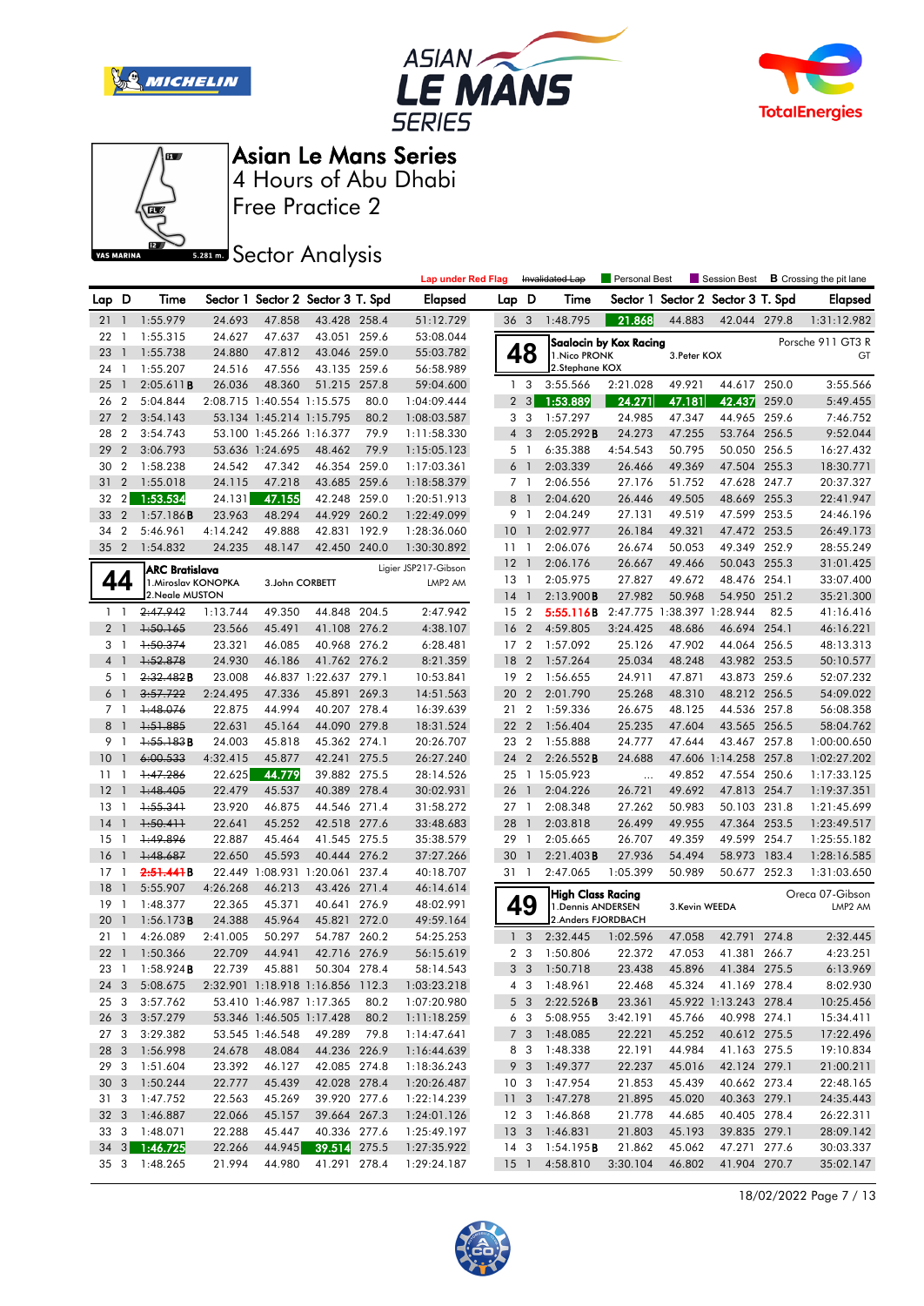# Asian Le Mans Series

4 Hours of Abu Dhabi

Free Practice 2

Sector Analysis

Lap under Red Flag | Invalidated Lap | Personal Best | Session Best | B Crossing the pit lane

| Lap | D | Time | Sector 1 | Sector 2 | Sector 3 | T. Spd | Elapsed |
|---|---|---|---|---|---|---|---|
| 21 | 1 | 1:55.979 | 24.693 | 47.858 | 43.428 | 258.4 | 51:12.729 |
| 22 | 1 | 1:55.315 | 24.627 | 47.637 | 43.051 | 259.6 | 53:08.044 |
| 23 | 1 | 1:55.738 | 24.880 | 47.812 | 43.046 | 259.0 | 55:03.782 |
| 24 | 1 | 1:55.207 | 24.516 | 47.556 | 43.135 | 259.6 | 56:58.989 |
| 25 | 1 | 2:05.611B | 26.036 | 48.360 | 51.215 | 257.8 | 59:04.600 |
| 26 | 2 | 5:04.844 | 2:08.715 | 1:40.554 | 1:15.575 | 80.0 | 1:04:09.444 |
| 27 | 2 | 3:54.143 | 53.134 | 1:45.214 | 1:15.795 | 80.2 | 1:08:03.587 |
| 28 | 2 | 3:54.743 | 53.100 | 1:45.266 | 1:16.377 | 79.9 | 1:11:58.330 |
| 29 | 2 | 3:06.793 | 53.636 | 1:24.695 | 48.462 | 79.9 | 1:15:05.123 |
| 30 | 2 | 1:58.238 | 24.542 | 47.342 | 46.354 | 259.0 | 1:17:03.361 |
| 31 | 2 | 1:55.018 | 24.115 | 47.218 | 43.685 | 259.6 | 1:18:58.379 |
| 32 | 2 | 1:53.534 | 24.131 | 47.155 | 42.248 | 259.0 | 1:20:51.913 |
| 33 | 2 | 1:57.186B | 23.963 | 48.294 | 44.929 | 260.2 | 1:22:49.099 |
| 34 | 2 | 5:46.961 | 4:14.242 | 49.888 | 42.831 | 192.9 | 1:28:36.060 |
| 35 | 2 | 1:54.832 | 24.235 | 48.147 | 42.450 | 240.0 | 1:30:30.892 |
| 36 | 3 | 1:48.795 | 21.868 | 44.883 | 42.044 | 279.8 | 1:31:12.982 |

**44 — ARC Bratislava** — Ligier JSP217-Gibson — LMP2 AM
1.Miroslav KONOPKA, 2.Neale MUSTON, 3.John CORBETT

| Lap | D | Time | Sector 1 | Sector 2 | Sector 3 | T. Spd | Elapsed |
|---|---|---|---|---|---|---|---|
| 1 | 1 | ~~2:47.942~~ | 1:13.744 | 49.350 | 44.848 | 204.5 | 2:47.942 |
| 2 | 1 | ~~1:50.165~~ | 23.566 | 45.491 | 41.108 | 276.2 | 4:38.107 |
| 3 | 1 | ~~1:50.374~~ | 23.321 | 46.085 | 40.968 | 276.2 | 6:28.481 |
| 4 | 1 | ~~1:52.878~~ | 24.930 | 46.186 | 41.762 | 276.2 | 8:21.359 |
| 5 | 1 | ~~2:32.482~~B | 23.008 | 46.837 | 1:22.637 | 279.1 | 10:53.841 |
| 6 | 1 | ~~3:57.722~~ | 2:24.495 | 47.336 | 45.891 | 269.3 | 14:51.563 |
| 7 | 1 | ~~1:48.076~~ | 22.875 | 44.994 | 40.207 | 278.4 | 16:39.639 |
| 8 | 1 | ~~1:51.885~~ | 22.631 | 45.164 | 44.090 | 279.8 | 18:31.524 |
| 9 | 1 | ~~1:55.183~~B | 24.003 | 45.818 | 45.362 | 274.1 | 20:26.707 |
| 10 | 1 | ~~6:00.533~~ | 4:32.415 | 45.877 | 42.241 | 275.5 | 26:27.240 |
| 11 | 1 | ~~1:47.286~~ | 22.625 | 44.779 | 39.882 | 275.5 | 28:14.526 |
| 12 | 1 | ~~1:48.405~~ | 22.479 | 45.537 | 40.389 | 278.4 | 30:02.931 |
| 13 | 1 | ~~1:55.341~~ | 23.920 | 46.875 | 44.546 | 271.4 | 31:58.272 |
| 14 | 1 | ~~1:50.411~~ | 22.641 | 45.252 | 42.518 | 277.6 | 33:48.683 |
| 15 | 1 | ~~1:49.896~~ | 22.887 | 45.464 | 41.545 | 275.5 | 35:38.579 |
| 16 | 1 | ~~1:48.687~~ | 22.650 | 45.593 | 40.444 | 276.2 | 37:27.266 |
| 17 | 1 | ~~2:51.441~~B | 22.449 | 1:08.931 | 1:20.061 | 237.4 | 40:18.707 |
| 18 | 1 | 5:55.907 | 4:26.268 | 46.213 | 43.426 | 271.4 | 46:14.614 |
| 19 | 1 | 1:48.377 | 22.365 | 45.371 | 40.641 | 276.9 | 48:02.991 |
| 20 | 1 | 1:56.173B | 24.388 | 45.964 | 45.821 | 272.0 | 49:59.164 |
| 21 | 1 | 4:26.089 | 2:41.005 | 50.297 | 54.787 | 260.2 | 54:25.253 |
| 22 | 1 | 1:50.366 | 22.709 | 44.941 | 42.716 | 276.9 | 56:15.619 |
| 23 | 1 | 1:58.924B | 22.739 | 45.881 | 50.304 | 278.4 | 58:14.543 |
| 24 | 3 | 5:08.675 | 2:32.901 | 1:18.918 | 1:16.856 | 112.3 | 1:03:23.218 |
| 25 | 3 | 3:57.762 | 53.410 | 1:46.987 | 1:17.365 | 80.2 | 1:07:20.980 |
| 26 | 3 | 3:57.279 | 53.346 | 1:46.505 | 1:17.428 | 80.2 | 1:11:18.259 |
| 27 | 3 | 3:29.382 | 53.545 | 1:46.548 | 49.289 | 79.8 | 1:14:47.641 |
| 28 | 3 | 1:56.998 | 24.678 | 48.084 | 44.236 | 226.9 | 1:16:44.639 |
| 29 | 3 | 1:51.604 | 23.392 | 46.127 | 42.085 | 274.8 | 1:18:36.243 |
| 30 | 3 | 1:50.244 | 22.777 | 45.439 | 42.028 | 278.4 | 1:20:26.487 |
| 31 | 3 | 1:47.752 | 22.563 | 45.269 | 39.920 | 277.6 | 1:22:14.239 |
| 32 | 3 | 1:46.887 | 22.066 | 45.157 | 39.664 | 267.3 | 1:24:01.126 |
| 33 | 3 | 1:48.071 | 22.288 | 45.447 | 40.336 | 277.6 | 1:25:49.197 |
| 34 | 3 | 1:46.725 | 22.266 | 44.945 | 39.514 | 275.5 | 1:27:35.922 |
| 35 | 3 | 1:48.265 | 21.994 | 44.980 | 41.291 | 278.4 | 1:29:24.187 |

**48 — Saalocin by Kox Racing** — Porsche 911 GT3 R — GT
1.Nico PRONK, 2.Stephane KOX, 3.Peter KOX

| Lap | D | Time | Sector 1 | Sector 2 | Sector 3 | T. Spd | Elapsed |
|---|---|---|---|---|---|---|---|
| 1 | 3 | 3:55.566 | 2:21.028 | 49.921 | 44.617 | 250.0 | 3:55.566 |
| 2 | 3 | 1:53.889 | 24.271 | 47.181 | 42.437 | 259.0 | 5:49.455 |
| 3 | 3 | 1:57.297 | 24.985 | 47.347 | 44.965 | 259.6 | 7:46.752 |
| 4 | 3 | 2:05.292B | 24.273 | 47.255 | 53.764 | 256.5 | 9:52.044 |
| 5 | 1 | 6:35.388 | 4:54.543 | 50.795 | 50.050 | 256.5 | 16:27.432 |
| 6 | 1 | 2:03.339 | 26.466 | 49.369 | 47.504 | 255.3 | 18:30.771 |
| 7 | 1 | 2:06.556 | 27.176 | 51.752 | 47.628 | 247.7 | 20:37.327 |
| 8 | 1 | 2:04.620 | 26.446 | 49.505 | 48.669 | 255.3 | 22:41.947 |
| 9 | 1 | 2:04.249 | 27.131 | 49.519 | 47.599 | 253.5 | 24:46.196 |
| 10 | 1 | 2:02.977 | 26.184 | 49.321 | 47.472 | 253.5 | 26:49.173 |
| 11 | 1 | 2:06.076 | 26.674 | 50.053 | 49.349 | 252.9 | 28:55.249 |
| 12 | 1 | 2:06.176 | 26.667 | 49.466 | 50.043 | 255.3 | 31:01.425 |
| 13 | 1 | 2:05.975 | 27.827 | 49.672 | 48.476 | 254.1 | 33:07.400 |
| 14 | 1 | 2:13.900B | 27.982 | 50.968 | 54.950 | 251.2 | 35:21.300 |
| 15 | 2 | 5:55.116B | 2:47.775 | 1:38.397 | 1:28.944 | 82.5 | 41:16.416 |
| 16 | 2 | 4:59.805 | 3:24.425 | 48.686 | 46.694 | 254.1 | 46:16.221 |
| 17 | 2 | 1:57.092 | 25.126 | 47.902 | 44.064 | 256.5 | 48:13.313 |
| 18 | 2 | 1:57.264 | 25.034 | 48.248 | 43.982 | 253.5 | 50:10.577 |
| 19 | 2 | 1:56.655 | 24.911 | 47.871 | 43.873 | 259.6 | 52:07.232 |
| 20 | 2 | 2:01.790 | 25.268 | 48.310 | 48.212 | 256.5 | 54:09.022 |
| 21 | 2 | 1:59.336 | 26.675 | 48.125 | 44.536 | 257.8 | 56:08.358 |
| 22 | 2 | 1:56.404 | 25.235 | 47.604 | 43.565 | 256.5 | 58:04.762 |
| 23 | 2 | 1:55.888 | 24.777 | 47.644 | 43.467 | 257.8 | 1:00:00.650 |
| 24 | 2 | 2:26.552B | 24.688 | 47.606 | 1:14.258 | 257.8 | 1:02:27.202 |
| 25 | 1 | 15:05.923 | ... | 49.852 | 47.554 | 250.6 | 1:17:33.125 |
| 26 | 1 | 2:04.226 | 26.721 | 49.692 | 47.813 | 254.7 | 1:19:37.351 |
| 27 | 1 | 2:08.348 | 27.262 | 50.983 | 50.103 | 231.8 | 1:21:45.699 |
| 28 | 1 | 2:03.818 | 26.499 | 49.955 | 47.364 | 253.5 | 1:23:49.517 |
| 29 | 1 | 2:05.665 | 26.707 | 49.359 | 49.599 | 254.7 | 1:25:55.182 |
| 30 | 1 | 2:21.403B | 27.936 | 54.494 | 58.973 | 183.4 | 1:28:16.585 |
| 31 | 1 | 2:47.065 | 1:05.399 | 50.989 | 50.677 | 252.3 | 1:31:03.650 |

**49 — High Class Racing** — Oreca 07-Gibson — LMP2 AM
1.Dennis ANDERSEN, 2.Anders FJORDBACH, 3.Kevin WEEDA

| Lap | D | Time | Sector 1 | Sector 2 | Sector 3 | T. Spd | Elapsed |
|---|---|---|---|---|---|---|---|
| 1 | 3 | 2:32.445 | 1:02.596 | 47.058 | 42.791 | 274.8 | 2:32.445 |
| 2 | 3 | 1:50.806 | 22.372 | 47.053 | 41.381 | 266.7 | 4:23.251 |
| 3 | 3 | 1:50.718 | 23.438 | 45.896 | 41.384 | 275.5 | 6:13.969 |
| 4 | 3 | 1:48.961 | 22.468 | 45.324 | 41.169 | 278.4 | 8:02.930 |
| 5 | 3 | 2:22.526B | 23.361 | 45.922 | 1:13.243 | 278.4 | 10:25.456 |
| 6 | 3 | 5:08.955 | 3:42.191 | 45.766 | 40.998 | 274.1 | 15:34.411 |
| 7 | 3 | 1:48.085 | 22.221 | 45.252 | 40.612 | 275.5 | 17:22.496 |
| 8 | 3 | 1:48.338 | 22.191 | 44.984 | 41.163 | 275.5 | 19:10.834 |
| 9 | 3 | 1:49.377 | 22.237 | 45.016 | 42.124 | 279.1 | 21:00.211 |
| 10 | 3 | 1:47.954 | 21.853 | 45.439 | 40.662 | 273.4 | 22:48.165 |
| 11 | 3 | 1:47.278 | 21.895 | 45.020 | 40.363 | 279.1 | 24:35.443 |
| 12 | 3 | 1:46.868 | 21.778 | 44.685 | 40.405 | 278.4 | 26:22.311 |
| 13 | 3 | 1:46.831 | 21.803 | 45.193 | 39.835 | 279.1 | 28:09.142 |
| 14 | 3 | 1:54.195B | 21.862 | 45.062 | 47.271 | 277.6 | 30:03.337 |
| 15 | 1 | 4:58.810 | 3:30.104 | 46.802 | 41.904 | 270.7 | 35:02.147 |

18/02/2022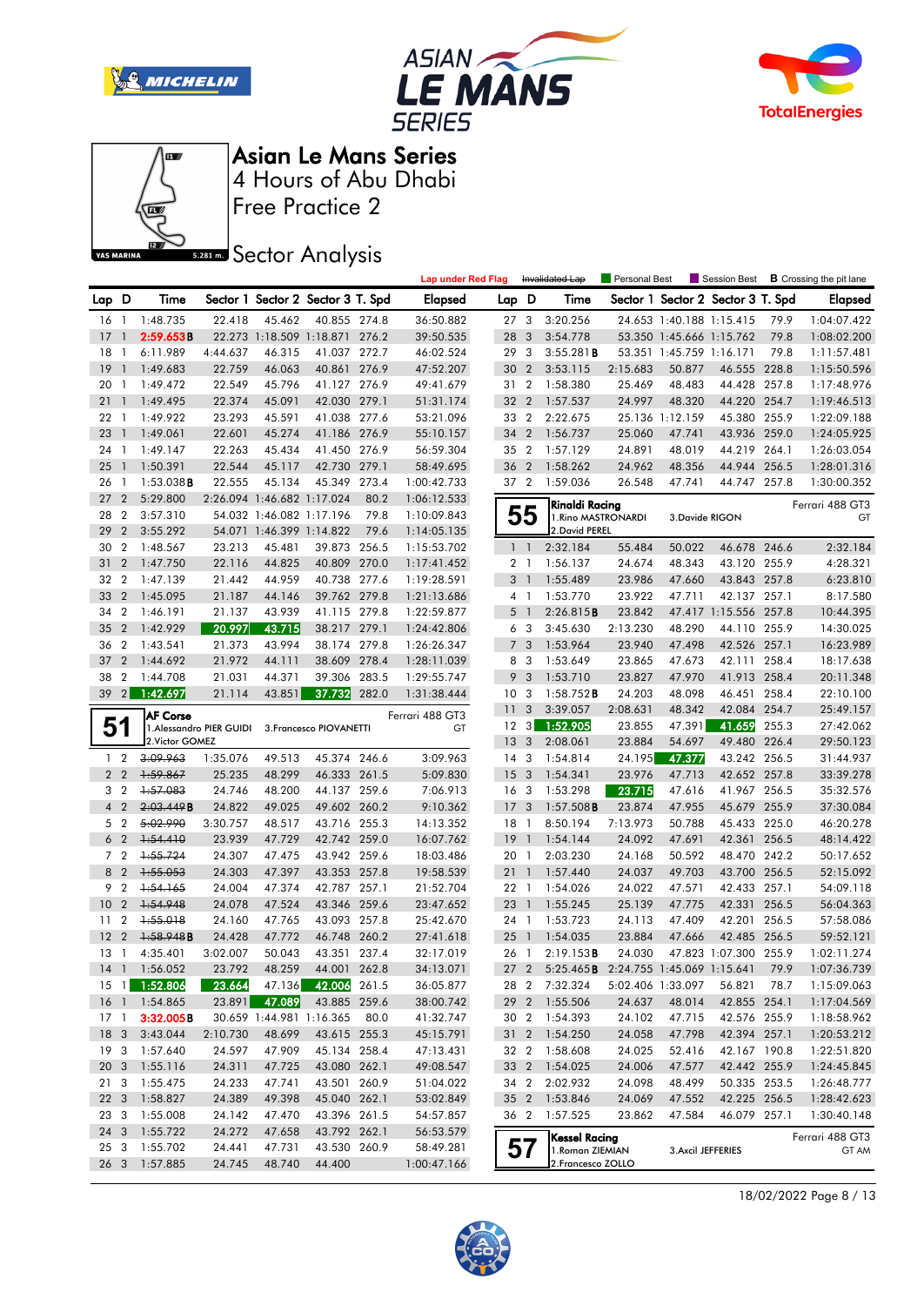# Asian Le Mans Series

4 Hours of Abu Dhabi

Free Practice 2

Sector Analysis

Lap under Red Flag | ~~Invalidated Lap~~ | Personal Best | Session Best | **B** Crossing the pit lane

| Lap | D | Time | Sector 1 | Sector 2 | Sector 3 | T. Spd | Elapsed |
|---|---|---|---|---|---|---|---|
| 16 | 1 | 1:48.735 | 22.418 | 45.462 | 40.855 | 274.8 | 36:50.882 |
| 17 | 1 | 2:59.653**B** | 22.273 | 1:18.509 | 1:18.871 | 276.2 | 39:50.535 |
| 18 | 1 | 6:11.989 | 4:44.637 | 46.315 | 41.037 | 272.7 | 46:02.524 |
| 19 | 1 | 1:49.683 | 22.759 | 46.063 | 40.861 | 276.9 | 47:52.207 |
| 20 | 1 | 1:49.472 | 22.549 | 45.796 | 41.127 | 276.9 | 49:41.679 |
| 21 | 1 | 1:49.495 | 22.374 | 45.091 | 42.030 | 279.1 | 51:31.174 |
| 22 | 1 | 1:49.922 | 23.293 | 45.591 | 41.038 | 277.6 | 53:21.096 |
| 23 | 1 | 1:49.061 | 22.601 | 45.274 | 41.186 | 276.9 | 55:10.157 |
| 24 | 1 | 1:49.147 | 22.263 | 45.434 | 41.450 | 276.9 | 56:59.304 |
| 25 | 1 | 1:50.391 | 22.544 | 45.117 | 42.730 | 279.1 | 58:49.695 |
| 26 | 1 | 1:53.038**B** | 22.555 | 45.134 | 45.349 | 273.4 | 1:00:42.733 |
| 27 | 2 | 5:29.800 | 2:26.094 | 1:46.682 | 1:17.024 | 80.2 | 1:06:12.533 |
| 28 | 2 | 3:57.310 | 54.032 | 1:46.082 | 1:17.196 | 79.8 | 1:10:09.843 |
| 29 | 2 | 3:55.292 | 54.071 | 1:46.399 | 1:14.822 | 79.6 | 1:14:05.135 |
| 30 | 2 | 1:48.567 | 23.213 | 45.481 | 39.873 | 256.5 | 1:15:53.702 |
| 31 | 2 | 1:47.750 | 22.116 | 44.825 | 40.809 | 270.0 | 1:17:41.452 |
| 32 | 2 | 1:47.139 | 21.442 | 44.959 | 40.738 | 277.6 | 1:19:28.591 |
| 33 | 2 | 1:45.095 | 21.187 | 44.146 | 39.762 | 279.8 | 1:21:13.686 |
| 34 | 2 | 1:46.191 | 21.137 | 43.939 | 41.115 | 279.8 | 1:22:59.877 |
| 35 | 2 | 1:42.929 | 20.997 | 43.715 | 38.217 | 279.1 | 1:24:42.806 |
| 36 | 2 | 1:43.541 | 21.373 | 43.994 | 38.174 | 279.8 | 1:26:26.347 |
| 37 | 2 | 1:44.692 | 21.972 | 44.111 | 38.609 | 278.4 | 1:28:11.039 |
| 38 | 2 | 1:44.708 | 21.031 | 44.371 | 39.306 | 283.5 | 1:29:55.747 |
| 39 | 2 | 1:42.697 | 21.114 | 43.851 | 37.732 | 282.0 | 1:31:38.444 |

## 51 AF Corse — Ferrari 488 GT3 — GT

1.Alessandro PIER GUIDI, 2.Victor GOMEZ, 3.Francesco PIOVANETTI

| Lap | D | Time | Sector 1 | Sector 2 | Sector 3 | T. Spd | Elapsed |
|---|---|---|---|---|---|---|---|
| 1 | 2 | ~~3:09.963~~ | 1:35.076 | 49.513 | 45.374 | 246.6 | 3:09.963 |
| 2 | 2 | ~~1:59.867~~ | 25.235 | 48.299 | 46.333 | 261.5 | 5:09.830 |
| 3 | 2 | ~~1:57.083~~ | 24.746 | 48.200 | 44.137 | 259.6 | 7:06.913 |
| 4 | 2 | ~~2:03.449~~**B** | 24.822 | 49.025 | 49.602 | 260.2 | 9:10.362 |
| 5 | 2 | ~~5:02.990~~ | 3:30.757 | 48.517 | 43.716 | 255.3 | 14:13.352 |
| 6 | 2 | ~~1:54.410~~ | 23.939 | 47.729 | 42.742 | 259.0 | 16:07.762 |
| 7 | 2 | ~~1:55.724~~ | 24.307 | 47.475 | 43.942 | 259.6 | 18:03.486 |
| 8 | 2 | ~~1:55.053~~ | 24.303 | 47.397 | 43.353 | 257.8 | 19:58.539 |
| 9 | 2 | ~~1:54.165~~ | 24.004 | 47.374 | 42.787 | 257.1 | 21:52.704 |
| 10 | 2 | ~~1:54.948~~ | 24.078 | 47.524 | 43.346 | 259.6 | 23:47.652 |
| 11 | 2 | ~~1:55.018~~ | 24.160 | 47.765 | 43.093 | 257.8 | 25:42.670 |
| 12 | 2 | ~~1:58.948~~**B** | 24.428 | 47.772 | 46.748 | 260.2 | 27:41.618 |
| 13 | 1 | 4:35.401 | 3:02.007 | 50.043 | 43.351 | 237.4 | 32:17.019 |
| 14 | 1 | 1:56.052 | 23.792 | 48.259 | 44.001 | 262.8 | 34:13.071 |
| 15 | 1 | 1:52.806 | 23.664 | 47.136 | 42.006 | 261.5 | 36:05.877 |
| 16 | 1 | 1:54.865 | 23.891 | 47.089 | 43.885 | 259.6 | 38:00.742 |
| 17 | 1 | 3:32.005**B** | 30.659 | 1:44.981 | 1:16.365 | 80.0 | 41:32.747 |
| 18 | 3 | 3:43.044 | 2:10.730 | 48.699 | 43.615 | 255.3 | 45:15.791 |
| 19 | 3 | 1:57.640 | 24.597 | 47.909 | 45.134 | 258.4 | 47:13.431 |
| 20 | 3 | 1:55.116 | 24.311 | 47.725 | 43.080 | 262.1 | 49:08.547 |
| 21 | 3 | 1:55.475 | 24.233 | 47.741 | 43.501 | 260.9 | 51:04.022 |
| 22 | 3 | 1:58.827 | 24.389 | 49.398 | 45.040 | 262.1 | 53:02.849 |
| 23 | 3 | 1:55.008 | 24.142 | 47.470 | 43.396 | 261.5 | 54:57.857 |
| 24 | 3 | 1:55.722 | 24.272 | 47.658 | 43.792 | 262.1 | 56:53.579 |
| 25 | 3 | 1:55.702 | 24.441 | 47.731 | 43.530 | 260.9 | 58:49.281 |
| 26 | 3 | 1:57.885 | 24.745 | 48.740 | 44.400 | | 1:00:47.166 |
| 27 | 3 | 3:20.256 | 24.653 | 1:40.188 | 1:15.415 | 79.9 | 1:04:07.422 |
| 28 | 3 | 3:54.778 | 53.350 | 1:45.666 | 1:15.762 | 79.8 | 1:08:02.200 |
| 29 | 3 | 3:55.281**B** | 53.351 | 1:45.759 | 1:16.171 | 79.8 | 1:11:57.481 |
| 30 | 2 | 3:53.115 | 2:15.683 | 50.877 | 46.555 | 228.8 | 1:15:50.596 |
| 31 | 2 | 1:58.380 | 25.469 | 48.483 | 44.428 | 257.8 | 1:17:48.976 |
| 32 | 2 | 1:57.537 | 24.997 | 48.320 | 44.220 | 254.7 | 1:19:46.513 |
| 33 | 2 | 2:22.675 | 25.136 | 1:12.159 | 45.380 | 255.9 | 1:22:09.188 |
| 34 | 2 | 1:56.737 | 25.060 | 47.741 | 43.936 | 259.0 | 1:24:05.925 |
| 35 | 2 | 1:57.129 | 24.891 | 48.019 | 44.219 | 264.1 | 1:26:03.054 |
| 36 | 2 | 1:58.262 | 24.962 | 48.356 | 44.944 | 256.5 | 1:28:01.316 |
| 37 | 2 | 1:59.036 | 26.548 | 47.741 | 44.747 | 257.8 | 1:30:00.352 |

## 55 Rinaldi Racing — Ferrari 488 GT3 — GT

1.Rino MASTRONARDI, 2.David PEREL, 3.Davide RIGON

| Lap | D | Time | Sector 1 | Sector 2 | Sector 3 | T. Spd | Elapsed |
|---|---|---|---|---|---|---|---|
| 1 | 1 | 2:32.184 | 55.484 | 50.022 | 46.678 | 246.6 | 2:32.184 |
| 2 | 1 | 1:56.137 | 24.674 | 48.343 | 43.120 | 255.9 | 4:28.321 |
| 3 | 1 | 1:55.489 | 23.986 | 47.660 | 43.843 | 257.8 | 6:23.810 |
| 4 | 1 | 1:53.770 | 23.922 | 47.711 | 42.137 | 257.1 | 8:17.580 |
| 5 | 1 | 2:26.815**B** | 23.842 | 47.417 | 1:15.556 | 257.8 | 10:44.395 |
| 6 | 3 | 3:45.630 | 2:13.230 | 48.290 | 44.110 | 255.9 | 14:30.025 |
| 7 | 3 | 1:53.964 | 23.940 | 47.498 | 42.526 | 257.1 | 16:23.989 |
| 8 | 3 | 1:53.649 | 23.865 | 47.673 | 42.111 | 258.4 | 18:17.638 |
| 9 | 3 | 1:53.710 | 23.827 | 47.970 | 41.913 | 258.4 | 20:11.348 |
| 10 | 3 | 1:58.752**B** | 24.203 | 48.098 | 46.451 | 258.4 | 22:10.100 |
| 11 | 3 | 3:39.057 | 2:08.631 | 48.342 | 42.084 | 254.7 | 25:49.157 |
| 12 | 3 | 1:52.905 | 23.855 | 47.391 | 41.659 | 255.3 | 27:42.062 |
| 13 | 3 | 2:08.061 | 23.884 | 54.697 | 49.480 | 226.4 | 29:50.123 |
| 14 | 3 | 1:54.814 | 24.195 | 47.377 | 43.242 | 256.5 | 31:44.937 |
| 15 | 3 | 1:54.341 | 23.976 | 47.713 | 42.652 | 257.8 | 33:39.278 |
| 16 | 3 | 1:53.298 | 23.715 | 47.616 | 41.967 | 256.5 | 35:32.576 |
| 17 | 3 | 1:57.508**B** | 23.874 | 47.955 | 45.679 | 255.9 | 37:30.084 |
| 18 | 1 | 8:50.194 | 7:13.973 | 50.788 | 45.433 | 225.0 | 46:20.278 |
| 19 | 1 | 1:54.144 | 24.092 | 47.691 | 42.361 | 256.5 | 48:14.422 |
| 20 | 1 | 2:03.230 | 24.168 | 50.592 | 48.470 | 242.2 | 50:17.652 |
| 21 | 1 | 1:57.440 | 24.037 | 49.703 | 43.700 | 256.5 | 52:15.092 |
| 22 | 1 | 1:54.026 | 24.022 | 47.571 | 42.433 | 257.1 | 54:09.118 |
| 23 | 1 | 1:55.245 | 25.139 | 47.775 | 42.331 | 256.5 | 56:04.363 |
| 24 | 1 | 1:53.723 | 24.113 | 47.409 | 42.201 | 256.5 | 57:58.086 |
| 25 | 1 | 1:54.035 | 23.884 | 47.666 | 42.485 | 256.5 | 59:52.121 |
| 26 | 1 | 2:19.153**B** | 24.030 | 47.823 | 1:07.300 | 255.9 | 1:02:11.274 |
| 27 | 2 | 5:25.465**B** | 2:24.755 | 1:45.069 | 1:15.641 | 79.9 | 1:07:36.739 |
| 28 | 2 | 7:32.324 | 5:02.406 | 1:33.097 | 56.821 | 78.7 | 1:15:09.063 |
| 29 | 2 | 1:55.506 | 24.637 | 48.014 | 42.855 | 254.1 | 1:17:04.569 |
| 30 | 2 | 1:54.393 | 24.102 | 47.715 | 42.576 | 255.9 | 1:18:58.962 |
| 31 | 2 | 1:54.250 | 24.058 | 47.798 | 42.394 | 257.1 | 1:20:53.212 |
| 32 | 2 | 1:58.608 | 24.025 | 52.416 | 42.167 | 190.8 | 1:22:51.820 |
| 33 | 2 | 1:54.025 | 24.006 | 47.577 | 42.442 | 255.9 | 1:24:45.845 |
| 34 | 2 | 2:02.932 | 24.098 | 48.499 | 50.335 | 253.5 | 1:26:48.777 |
| 35 | 2 | 1:53.846 | 24.069 | 47.552 | 42.225 | 256.5 | 1:28:42.623 |
| 36 | 2 | 1:57.525 | 23.862 | 47.584 | 46.079 | 257.1 | 1:30:40.148 |

## 57 Kessel Racing — Ferrari 488 GT3 — GT AM

1.Roman ZIEMIAN, 2.Francesco ZOLLO, 3.Axcil JEFFERIES

18/02/2022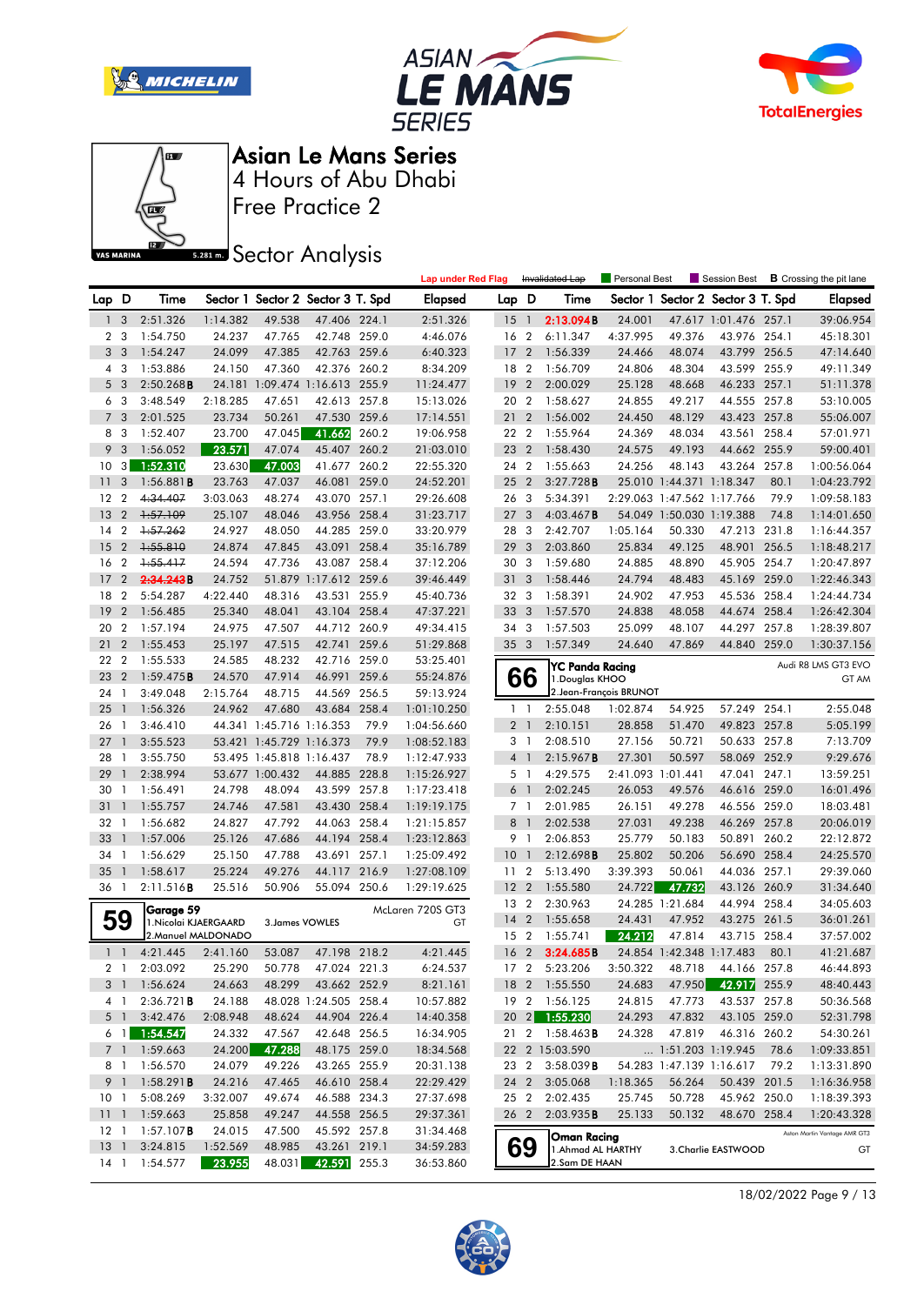# Asian Le Mans Series

4 Hours of Abu Dhabi

Free Practice 2

Sector Analysis

Lap under Red Flag | ~~Invalidated Lap~~ | Personal Best | Session Best | **B** Crossing the pit lane

| Lap | D | Time | Sector 1 | Sector 2 | Sector 3 | T. Spd | Elapsed |
|---|---|---|---|---|---|---|---|
| 1 | 3 | 2:51.326 | 1:14.382 | 49.538 | 47.406 | 224.1 | 2:51.326 |
| 2 | 3 | 1:54.750 | 24.237 | 47.765 | 42.748 | 259.0 | 4:46.076 |
| 3 | 3 | 1:54.247 | 24.099 | 47.385 | 42.763 | 259.6 | 6:40.323 |
| 4 | 3 | 1:53.886 | 24.150 | 47.360 | 42.376 | 260.2 | 8:34.209 |
| 5 | 3 | 2:50.268 **B** | 24.181 | 1:09.474 | 1:16.613 | 255.9 | 11:24.477 |
| 6 | 3 | 3:48.549 | 2:18.285 | 47.651 | 42.613 | 257.8 | 15:13.026 |
| 7 | 3 | 2:01.525 | 23.734 | 50.261 | 47.530 | 259.6 | 17:14.551 |
| 8 | 3 | 1:52.407 | 23.700 | 47.045 | 41.662 | 260.2 | 19:06.958 |
| 9 | 3 | 1:56.052 | 23.571 | 47.074 | 45.407 | 260.2 | 21:03.010 |
| 10 | 3 | 1:52.310 | 23.630 | 47.003 | 41.677 | 260.2 | 22:55.320 |
| 11 | 3 | 1:56.881 **B** | 23.763 | 47.037 | 46.081 | 259.0 | 24:52.201 |
| 12 | 2 | ~~4:34.407~~ | 3:03.063 | 48.274 | 43.070 | 257.1 | 29:26.608 |
| 13 | 2 | ~~1:57.109~~ | 25.107 | 48.046 | 43.956 | 258.4 | 31:23.717 |
| 14 | 2 | ~~1:57.262~~ | 24.927 | 48.050 | 44.285 | 259.0 | 33:20.979 |
| 15 | 2 | ~~1:55.810~~ | 24.874 | 47.845 | 43.091 | 258.4 | 35:16.789 |
| 16 | 2 | ~~1:55.417~~ | 24.594 | 47.736 | 43.087 | 258.4 | 37:12.206 |
| 17 | 2 | ~~2:34.243~~ **B** | 24.752 | 51.879 | 1:17.612 | 259.6 | 39:46.449 |
| 18 | 2 | 5:54.287 | 4:22.440 | 48.316 | 43.531 | 255.9 | 45:40.736 |
| 19 | 2 | 1:56.485 | 25.340 | 48.041 | 43.104 | 258.4 | 47:37.221 |
| 20 | 2 | 1:57.194 | 24.975 | 47.507 | 44.712 | 260.9 | 49:34.415 |
| 21 | 2 | 1:55.453 | 25.197 | 47.515 | 42.741 | 259.6 | 51:29.868 |
| 22 | 2 | 1:55.533 | 24.585 | 48.232 | 42.716 | 259.0 | 53:25.401 |
| 23 | 2 | 1:59.475 **B** | 24.570 | 47.914 | 46.991 | 259.6 | 55:24.876 |
| 24 | 1 | 3:49.048 | 2:15.764 | 48.715 | 44.569 | 256.5 | 59:13.924 |
| 25 | 1 | 1:56.326 | 24.962 | 47.680 | 43.684 | 258.4 | 1:01:10.250 |
| 26 | 1 | 3:46.410 | 44.341 | 1:45.716 | 1:16.353 | 79.9 | 1:04:56.660 |
| 27 | 1 | 3:55.523 | 53.421 | 1:45.729 | 1:16.373 | 79.9 | 1:08:52.183 |
| 28 | 1 | 3:55.750 | 53.495 | 1:45.818 | 1:16.437 | 78.9 | 1:12:47.933 |
| 29 | 1 | 2:38.994 | 53.677 | 1:00.432 | 44.885 | 228.8 | 1:15:26.927 |
| 30 | 1 | 1:56.491 | 24.798 | 48.094 | 43.599 | 257.8 | 1:17:23.418 |
| 31 | 1 | 1:55.757 | 24.746 | 47.581 | 43.430 | 258.4 | 1:19:19.175 |
| 32 | 1 | 1:56.682 | 24.827 | 47.792 | 44.063 | 258.4 | 1:21:15.857 |
| 33 | 1 | 1:57.006 | 25.126 | 47.686 | 44.194 | 258.4 | 1:23:12.863 |
| 34 | 1 | 1:56.629 | 25.150 | 47.788 | 43.691 | 257.1 | 1:25:09.492 |
| 35 | 1 | 1:58.617 | 25.224 | 49.276 | 44.117 | 216.9 | 1:27:08.109 |
| 36 | 1 | 2:11.516 **B** | 25.516 | 50.906 | 55.094 | 250.6 | 1:29:19.625 |

**59** Garage 59 — McLaren 720S GT3 — GT
1. Nicolai KJAERGAARD
2. Manuel MALDONADO
3. James VOWLES

| Lap | D | Time | Sector 1 | Sector 2 | Sector 3 | T. Spd | Elapsed |
|---|---|---|---|---|---|---|---|
| 1 | 1 | 4:21.445 | 2:41.160 | 53.087 | 47.198 | 218.2 | 4:21.445 |
| 2 | 1 | 2:03.092 | 25.290 | 50.778 | 47.024 | 221.3 | 6:24.537 |
| 3 | 1 | 1:56.624 | 24.663 | 48.299 | 43.662 | 252.9 | 8:21.161 |
| 4 | 1 | 2:36.721 **B** | 24.188 | 48.028 | 1:24.505 | 258.4 | 10:57.882 |
| 5 | 1 | 3:42.476 | 2:08.948 | 48.624 | 44.904 | 226.4 | 14:40.358 |
| 6 | 1 | 1:54.547 | 24.332 | 47.567 | 42.648 | 256.5 | 16:34.905 |
| 7 | 1 | 1:59.663 | 24.200 | 47.288 | 48.175 | 259.0 | 18:34.568 |
| 8 | 1 | 1:56.570 | 24.079 | 49.226 | 43.265 | 255.9 | 20:31.138 |
| 9 | 1 | 1:58.291 **B** | 24.216 | 47.465 | 46.610 | 258.4 | 22:29.429 |
| 10 | 1 | 5:08.269 | 3:32.007 | 49.674 | 46.588 | 234.3 | 27:37.698 |
| 11 | 1 | 1:59.663 | 25.858 | 49.247 | 44.558 | 256.5 | 29:37.361 |
| 12 | 1 | 1:57.107 **B** | 24.015 | 47.500 | 45.592 | 257.8 | 31:34.468 |
| 13 | 1 | 3:24.815 | 1:52.569 | 48.985 | 43.261 | 219.1 | 34:59.283 |
| 14 | 1 | 1:54.577 | 23.955 | 48.031 | 42.591 | 255.3 | 36:53.860 |
| 15 | 1 | 2:13.094 **B** | 24.001 | 47.617 | 1:01.476 | 257.1 | 39:06.954 |
| 16 | 2 | 6:11.347 | 4:37.995 | 49.376 | 43.976 | 254.1 | 45:18.301 |
| 17 | 2 | 1:56.339 | 24.466 | 48.074 | 43.799 | 256.5 | 47:14.640 |
| 18 | 2 | 1:56.709 | 24.806 | 48.304 | 43.599 | 255.9 | 49:11.349 |
| 19 | 2 | 2:00.029 | 25.128 | 48.668 | 46.233 | 257.1 | 51:11.378 |
| 20 | 2 | 1:58.627 | 24.855 | 49.217 | 44.555 | 257.8 | 53:10.005 |
| 21 | 2 | 1:56.002 | 24.450 | 48.129 | 43.423 | 257.8 | 55:06.007 |
| 22 | 2 | 1:55.964 | 24.369 | 48.034 | 43.561 | 258.4 | 57:01.971 |
| 23 | 2 | 1:58.430 | 24.575 | 49.193 | 44.662 | 255.9 | 59:00.401 |
| 24 | 2 | 1:55.663 | 24.256 | 48.143 | 43.264 | 257.8 | 1:00:56.064 |
| 25 | 2 | 3:27.728 **B** | 25.010 | 1:44.371 | 1:18.347 | 80.1 | 1:04:23.792 |
| 26 | 3 | 5:34.391 | 2:29.063 | 1:47.562 | 1:17.766 | 79.9 | 1:09:58.183 |
| 27 | 3 | 4:03.467 **B** | 54.049 | 1:50.030 | 1:19.388 | 74.8 | 1:14:01.650 |
| 28 | 3 | 2:42.707 | 1:05.164 | 50.330 | 47.213 | 231.8 | 1:16:44.357 |
| 29 | 3 | 2:03.860 | 25.834 | 49.125 | 48.901 | 256.5 | 1:18:48.217 |
| 30 | 3 | 1:59.680 | 24.885 | 48.890 | 45.905 | 254.7 | 1:20:47.897 |
| 31 | 3 | 1:58.446 | 24.794 | 48.483 | 45.169 | 259.0 | 1:22:46.343 |
| 32 | 3 | 1:58.391 | 24.902 | 47.953 | 45.536 | 258.4 | 1:24:44.734 |
| 33 | 3 | 1:57.570 | 24.838 | 48.058 | 44.674 | 258.4 | 1:26:42.304 |
| 34 | 3 | 1:57.503 | 25.099 | 48.107 | 44.297 | 257.8 | 1:28:39.807 |
| 35 | 3 | 1:57.349 | 24.640 | 47.869 | 44.840 | 259.0 | 1:30:37.156 |

**66** YC Panda Racing — Audi R8 LMS GT3 EVO — GT AM
1. Douglas KHOO
2. Jean-François BRUNOT

| Lap | D | Time | Sector 1 | Sector 2 | Sector 3 | T. Spd | Elapsed |
|---|---|---|---|---|---|---|---|
| 1 | 1 | 2:55.048 | 1:02.874 | 54.925 | 57.249 | 254.1 | 2:55.048 |
| 2 | 1 | 2:10.151 | 28.858 | 51.470 | 49.823 | 257.8 | 5:05.199 |
| 3 | 1 | 2:08.510 | 27.156 | 50.721 | 50.633 | 257.8 | 7:13.709 |
| 4 | 1 | 2:15.967 **B** | 27.301 | 50.597 | 58.069 | 252.9 | 9:29.676 |
| 5 | 1 | 4:29.575 | 2:41.093 | 1:01.441 | 47.041 | 247.1 | 13:59.251 |
| 6 | 1 | 2:02.245 | 26.053 | 49.576 | 46.616 | 259.0 | 16:01.496 |
| 7 | 1 | 2:01.985 | 26.151 | 49.278 | 46.556 | 259.0 | 18:03.481 |
| 8 | 1 | 2:02.538 | 27.031 | 49.238 | 46.269 | 257.8 | 20:06.019 |
| 9 | 1 | 2:06.853 | 25.779 | 50.183 | 50.891 | 260.2 | 22:12.872 |
| 10 | 1 | 2:12.698 **B** | 25.802 | 50.206 | 56.690 | 258.4 | 24:25.570 |
| 11 | 2 | 5:13.490 | 3:39.393 | 50.061 | 44.036 | 257.1 | 29:39.060 |
| 12 | 2 | 1:55.580 | 24.722 | 47.732 | 43.126 | 260.9 | 31:34.640 |
| 13 | 2 | 2:30.963 | 24.285 | 1:21.684 | 44.994 | 258.4 | 34:05.603 |
| 14 | 2 | 1:55.658 | 24.431 | 47.952 | 43.275 | 261.5 | 36:01.261 |
| 15 | 2 | 1:55.741 | 24.212 | 47.814 | 43.715 | 258.4 | 37:57.002 |
| 16 | 2 | 3:24.685 **B** | 24.854 | 1:42.348 | 1:17.483 | 80.1 | 41:21.687 |
| 17 | 2 | 5:23.206 | 3:50.322 | 48.718 | 44.166 | 257.8 | 46:44.893 |
| 18 | 2 | 1:55.550 | 24.683 | 47.950 | 42.917 | 255.9 | 48:40.443 |
| 19 | 2 | 1:56.125 | 24.815 | 47.773 | 43.537 | 257.8 | 50:36.568 |
| 20 | 2 | 1:55.230 | 24.293 | 47.832 | 43.105 | 259.0 | 52:31.798 |
| 21 | 2 | 1:58.463 **B** | 24.328 | 47.819 | 46.316 | 260.2 | 54:30.261 |
| 22 | 2 | 15:03.590 | ... | 1:51.203 | 1:19.945 | 78.6 | 1:09:33.851 |
| 23 | 2 | 3:58.039 **B** | 54.283 | 1:47.139 | 1:16.617 | 79.2 | 1:13:31.890 |
| 24 | 2 | 3:05.068 | 1:18.365 | 56.264 | 50.439 | 201.5 | 1:16:36.958 |
| 25 | 2 | 2:02.435 | 25.745 | 50.728 | 45.962 | 250.0 | 1:18:39.393 |
| 26 | 2 | 2:03.935 **B** | 25.133 | 50.132 | 48.670 | 258.4 | 1:20:43.328 |

**69** Oman Racing — Aston Martin Vantage AMR GT3 — GT
1. Ahmad AL HARTHY
2. Sam DE HAAN
3. Charlie EASTWOOD

18/02/2022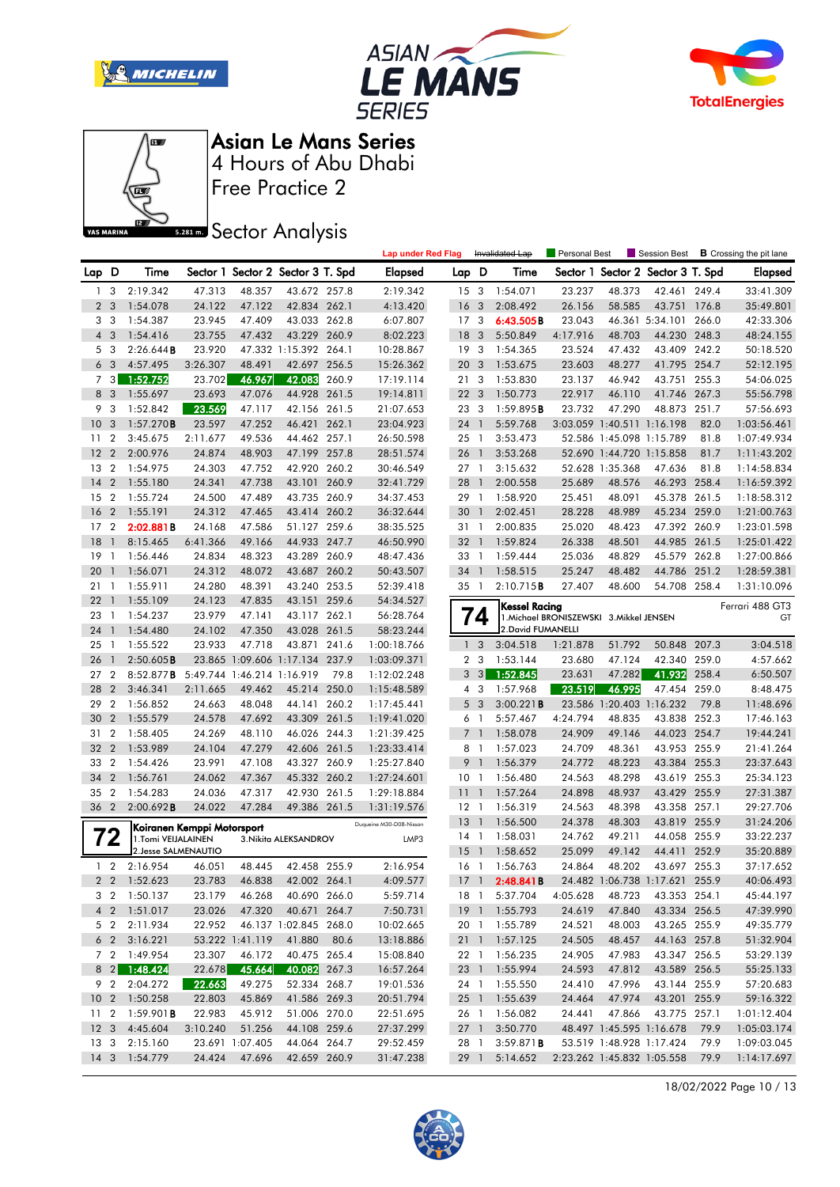# Asian Le Mans Series

4 Hours of Abu Dhabi

Free Practice 2

## Sector Analysis

Lap under Red Flag | ~~Invalidated Lap~~ | Personal Best | Session Best | **B** Crossing the pit lane

| Lap | D | Time | Sector 1 | Sector 2 | Sector 3 | T. Spd | Elapsed |
|---|---|---|---|---|---|---|---|
| 1 | 3 | 2:19.342 | 47.313 | 48.357 | 43.672 | 257.8 | 2:19.342 |
| 2 | 3 | 1:54.078 | 24.122 | 47.122 | 42.834 | 262.1 | 4:13.420 |
| 3 | 3 | 1:54.387 | 23.945 | 47.409 | 43.033 | 262.8 | 6:07.807 |
| 4 | 3 | 1:54.416 | 23.755 | 47.432 | 43.229 | 260.9 | 8:02.223 |
| 5 | 3 | 2:26.644 **B** | 23.920 | 47.332 | 1:15.392 | 264.1 | 10:28.867 |
| 6 | 3 | 4:57.495 | 3:26.307 | 48.491 | 42.697 | 256.5 | 15:26.362 |
| 7 | 3 | 1:52.752 | 23.702 | 46.967 | 42.083 | 260.9 | 17:19.114 |
| 8 | 3 | 1:55.697 | 23.693 | 47.076 | 44.928 | 261.5 | 19:14.811 |
| 9 | 3 | 1:52.842 | 23.569 | 47.117 | 42.156 | 261.5 | 21:07.653 |
| 10 | 3 | 1:57.270 **B** | 23.597 | 47.252 | 46.421 | 262.1 | 23:04.923 |
| 11 | 2 | 3:45.675 | 2:11.677 | 49.536 | 44.462 | 257.1 | 26:50.598 |
| 12 | 2 | 2:00.976 | 24.874 | 48.903 | 47.199 | 257.8 | 28:51.574 |
| 13 | 2 | 1:54.975 | 24.303 | 47.752 | 42.920 | 260.2 | 30:46.549 |
| 14 | 2 | 1:55.180 | 24.341 | 47.738 | 43.101 | 260.9 | 32:41.729 |
| 15 | 2 | 1:55.724 | 24.500 | 47.489 | 43.735 | 260.9 | 34:37.453 |
| 16 | 2 | 1:55.191 | 24.312 | 47.465 | 43.414 | 260.2 | 36:32.644 |
| 17 | 2 | 2:02.881 **B** | 24.168 | 47.586 | 51.127 | 259.6 | 38:35.525 |
| 18 | 1 | 8:15.465 | 6:41.366 | 49.166 | 44.933 | 247.7 | 46:50.990 |
| 19 | 1 | 1:56.446 | 24.834 | 48.323 | 43.289 | 260.9 | 48:47.436 |
| 20 | 1 | 1:56.071 | 24.312 | 48.072 | 43.687 | 260.2 | 50:43.507 |
| 21 | 1 | 1:55.911 | 24.280 | 48.391 | 43.240 | 253.5 | 52:39.418 |
| 22 | 1 | 1:55.109 | 24.123 | 47.835 | 43.151 | 259.6 | 54:34.527 |
| 23 | 1 | 1:54.237 | 23.979 | 47.141 | 43.117 | 262.1 | 56:28.764 |
| 24 | 1 | 1:54.480 | 24.102 | 47.350 | 43.028 | 261.5 | 58:23.244 |
| 25 | 1 | 1:55.522 | 23.933 | 47.718 | 43.871 | 241.6 | 1:00:18.766 |
| 26 | 1 | 2:50.605 **B** | 23.865 | 1:09.606 | 1:17.134 | 237.9 | 1:03:09.371 |
| 27 | 2 | 8:52.877 **B** | 5:49.744 | 1:46.214 | 1:16.919 | 79.8 | 1:12:02.248 |
| 28 | 2 | 3:46.341 | 2:11.665 | 49.462 | 45.214 | 250.0 | 1:15:48.589 |
| 29 | 2 | 1:56.852 | 24.663 | 48.048 | 44.141 | 260.2 | 1:17:45.441 |
| 30 | 2 | 1:55.579 | 24.578 | 47.692 | 43.309 | 261.5 | 1:19:41.020 |
| 31 | 2 | 1:58.405 | 24.269 | 48.110 | 46.026 | 244.3 | 1:21:39.425 |
| 32 | 2 | 1:53.989 | 24.104 | 47.279 | 42.606 | 261.5 | 1:23:33.414 |
| 33 | 2 | 1:54.426 | 23.991 | 47.108 | 43.327 | 260.9 | 1:25:27.840 |
| 34 | 2 | 1:56.761 | 24.062 | 47.367 | 45.332 | 260.2 | 1:27:24.601 |
| 35 | 2 | 1:54.283 | 24.036 | 47.317 | 42.930 | 261.5 | 1:29:18.884 |
| 36 | 2 | 2:00.692 **B** | 24.022 | 47.284 | 49.386 | 261.5 | 1:31:19.576 |

**72** Koiranen Kemppi Motorsport — Duqueine M30-D08-Nissan — LMP3
1.Tomi VEIJALAINEN 3.Nikita ALEKSANDROV
2.Jesse SALMENAUTIO

| Lap | D | Time | Sector 1 | Sector 2 | Sector 3 | T. Spd | Elapsed |
|---|---|---|---|---|---|---|---|
| 1 | 2 | 2:16.954 | 46.051 | 48.445 | 42.458 | 255.9 | 2:16.954 |
| 2 | 2 | 1:52.623 | 23.783 | 46.838 | 42.002 | 264.1 | 4:09.577 |
| 3 | 2 | 1:50.137 | 23.179 | 46.268 | 40.690 | 266.0 | 5:59.714 |
| 4 | 2 | 1:51.017 | 23.026 | 47.320 | 40.671 | 264.7 | 7:50.731 |
| 5 | 2 | 2:11.934 | 22.952 | 46.137 | 1:02.845 | 268.0 | 10:02.665 |
| 6 | 2 | 3:16.221 | 53.222 | 1:41.119 | 41.880 | 80.6 | 13:18.886 |
| 7 | 2 | 1:49.954 | 23.307 | 46.172 | 40.475 | 265.4 | 15:08.840 |
| 8 | 2 | 1:48.424 | 22.678 | 45.664 | 40.082 | 267.3 | 16:57.264 |
| 9 | 2 | 2:04.272 | 22.663 | 49.275 | 52.334 | 268.7 | 19:01.536 |
| 10 | 2 | 1:50.258 | 22.803 | 45.869 | 41.586 | 269.3 | 20:51.794 |
| 11 | 2 | 1:59.901 **B** | 22.983 | 45.912 | 51.006 | 270.0 | 22:51.695 |
| 12 | 3 | 4:45.604 | 3:10.240 | 51.256 | 44.108 | 259.6 | 27:37.299 |
| 13 | 3 | 2:15.160 | 23.691 | 1:07.405 | 44.064 | 264.7 | 29:52.459 |
| 14 | 3 | 1:54.779 | 24.424 | 47.696 | 42.659 | 260.9 | 31:47.238 |
| 15 | 3 | 1:54.071 | 23.237 | 48.373 | 42.461 | 249.4 | 33:41.309 |
| 16 | 3 | 2:08.492 | 26.156 | 58.585 | 43.751 | 176.8 | 35:49.801 |
| 17 | 3 | 6:43.505 **B** | 23.043 | 46.361 | 5:34.101 | 266.0 | 42:33.306 |
| 18 | 3 | 5:50.849 | 4:17.916 | 48.703 | 44.230 | 248.3 | 48:24.155 |
| 19 | 3 | 1:54.365 | 23.524 | 47.432 | 43.409 | 242.2 | 50:18.520 |
| 20 | 3 | 1:53.675 | 23.603 | 48.277 | 41.795 | 254.7 | 52:12.195 |
| 21 | 3 | 1:53.830 | 23.137 | 46.942 | 43.751 | 255.3 | 54:06.025 |
| 22 | 3 | 1:50.773 | 22.917 | 46.110 | 41.746 | 267.3 | 55:56.798 |
| 23 | 3 | 1:59.895 **B** | 23.732 | 47.290 | 48.873 | 251.7 | 57:56.693 |
| 24 | 1 | 5:59.768 | 3:03.059 | 1:40.511 | 1:16.198 | 82.0 | 1:03:56.461 |
| 25 | 1 | 3:53.473 | 52.586 | 1:45.098 | 1:15.789 | 81.8 | 1:07:49.934 |
| 26 | 1 | 3:53.268 | 52.690 | 1:44.720 | 1:15.858 | 81.7 | 1:11:43.202 |
| 27 | 1 | 3:15.632 | 52.628 | 1:35.368 | 47.636 | 81.8 | 1:14:58.834 |
| 28 | 1 | 2:00.558 | 25.689 | 48.576 | 46.293 | 258.4 | 1:16:59.392 |
| 29 | 1 | 1:58.920 | 25.451 | 48.091 | 45.378 | 261.5 | 1:18:58.312 |
| 30 | 1 | 2:02.451 | 28.228 | 48.989 | 45.234 | 259.0 | 1:21:00.763 |
| 31 | 1 | 2:00.835 | 25.020 | 48.423 | 47.392 | 260.9 | 1:23:01.598 |
| 32 | 1 | 1:59.824 | 26.338 | 48.501 | 44.985 | 261.5 | 1:25:01.422 |
| 33 | 1 | 1:59.444 | 25.036 | 48.829 | 45.579 | 262.8 | 1:27:00.866 |
| 34 | 1 | 1:58.515 | 25.247 | 48.482 | 44.786 | 251.2 | 1:28:59.381 |
| 35 | 1 | 2:10.715 **B** | 27.407 | 48.600 | 54.708 | 258.4 | 1:31:10.096 |

**74** Kessel Racing — Ferrari 488 GT3 — GT
1.Michael BRONISZEWSKI 3.Mikkel JENSEN
2.David FUMANELLI

| Lap | D | Time | Sector 1 | Sector 2 | Sector 3 | T. Spd | Elapsed |
|---|---|---|---|---|---|---|---|
| 1 | 3 | 3:04.518 | 1:21.878 | 51.792 | 50.848 | 207.3 | 3:04.518 |
| 2 | 3 | 1:53.144 | 23.680 | 47.124 | 42.340 | 259.0 | 4:57.662 |
| 3 | 3 | 1:52.845 | 23.631 | 47.282 | 41.932 | 258.4 | 6:50.507 |
| 4 | 3 | 1:57.968 | 23.519 | 46.995 | 47.454 | 259.0 | 8:48.475 |
| 5 | 3 | 3:00.221 **B** | 23.586 | 1:20.403 | 1:16.232 | 79.8 | 11:48.696 |
| 6 | 1 | 5:57.467 | 4:24.794 | 48.835 | 43.838 | 252.3 | 17:46.163 |
| 7 | 1 | 1:58.078 | 24.909 | 49.146 | 44.023 | 254.7 | 19:44.241 |
| 8 | 1 | 1:57.023 | 24.709 | 48.361 | 43.953 | 255.9 | 21:41.264 |
| 9 | 1 | 1:56.379 | 24.772 | 48.223 | 43.384 | 255.3 | 23:37.643 |
| 10 | 1 | 1:56.480 | 24.563 | 48.298 | 43.619 | 255.3 | 25:34.123 |
| 11 | 1 | 1:57.264 | 24.898 | 48.937 | 43.429 | 255.9 | 27:31.387 |
| 12 | 1 | 1:56.319 | 24.563 | 48.398 | 43.358 | 257.1 | 29:27.706 |
| 13 | 1 | 1:56.500 | 24.378 | 48.303 | 43.819 | 255.9 | 31:24.206 |
| 14 | 1 | 1:58.031 | 24.762 | 49.211 | 44.058 | 255.9 | 33:22.237 |
| 15 | 1 | 1:58.652 | 25.099 | 49.142 | 44.411 | 252.9 | 35:20.889 |
| 16 | 1 | 1:56.763 | 24.864 | 48.202 | 43.697 | 255.3 | 37:17.652 |
| 17 | 1 | 2:48.841 **B** | 24.482 | 1:06.738 | 1:17.621 | 255.9 | 40:06.493 |
| 18 | 1 | 5:37.704 | 4:05.628 | 48.723 | 43.353 | 254.1 | 45:44.197 |
| 19 | 1 | 1:55.793 | 24.619 | 47.840 | 43.334 | 256.5 | 47:39.990 |
| 20 | 1 | 1:55.789 | 24.521 | 48.003 | 43.265 | 255.9 | 49:35.779 |
| 21 | 1 | 1:57.125 | 24.505 | 48.457 | 44.163 | 257.8 | 51:32.904 |
| 22 | 1 | 1:56.235 | 24.905 | 47.983 | 43.347 | 256.5 | 53:29.139 |
| 23 | 1 | 1:55.994 | 24.593 | 47.812 | 43.589 | 256.5 | 55:25.133 |
| 24 | 1 | 1:55.550 | 24.410 | 47.996 | 43.144 | 255.9 | 57:20.683 |
| 25 | 1 | 1:55.639 | 24.464 | 47.974 | 43.201 | 255.9 | 59:16.322 |
| 26 | 1 | 1:56.082 | 24.441 | 47.866 | 43.775 | 257.1 | 1:01:12.404 |
| 27 | 1 | 3:50.770 | 48.497 | 1:45.595 | 1:16.678 | 79.9 | 1:05:03.174 |
| 28 | 1 | 3:59.871 **B** | 53.519 | 1:48.928 | 1:17.424 | 79.9 | 1:09:03.045 |
| 29 | 1 | 5:14.652 | 2:23.262 | 1:45.832 | 1:05.558 | 79.9 | 1:14:17.697 |

18/02/2022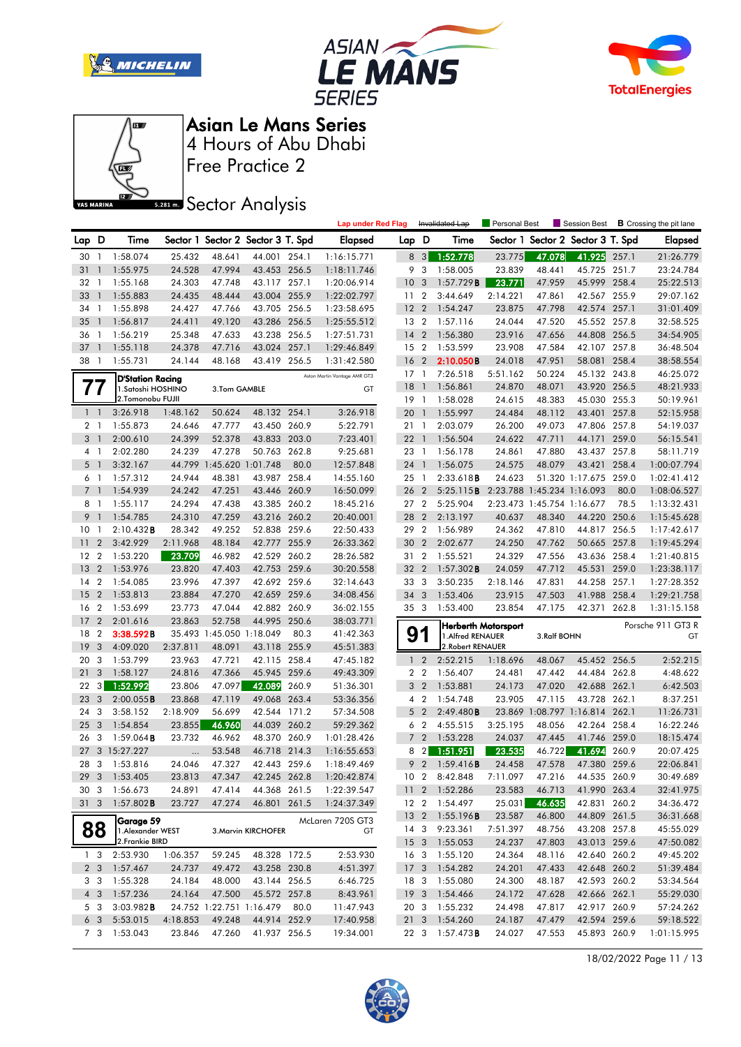# Asian Le Mans Series

4 Hours of Abu Dhabi

Free Practice 2

## Sector Analysis

Lap under Red Flag | ~~Invalidated Lap~~ | Personal Best | Session Best | **B** Crossing the pit lane

| Lap | D | Time | Sector 1 | Sector 2 | Sector 3 | T. Spd | Elapsed |
|---|---|---|---|---|---|---|---|
| 30 | 1 | 1:58.074 | 25.432 | 48.641 | 44.001 | 254.1 | 1:16:15.771 |
| 31 | 1 | 1:55.975 | 24.528 | 47.994 | 43.453 | 256.5 | 1:18:11.746 |
| 32 | 1 | 1:55.168 | 24.303 | 47.748 | 43.117 | 257.1 | 1:20:06.914 |
| 33 | 1 | 1:55.883 | 24.435 | 48.444 | 43.004 | 255.9 | 1:22:02.797 |
| 34 | 1 | 1:55.898 | 24.427 | 47.766 | 43.705 | 256.5 | 1:23:58.695 |
| 35 | 1 | 1:56.817 | 24.411 | 49.120 | 43.286 | 256.5 | 1:25:55.512 |
| 36 | 1 | 1:56.219 | 25.348 | 47.633 | 43.238 | 256.5 | 1:27:51.731 |
| 37 | 1 | 1:55.118 | 24.378 | 47.716 | 43.024 | 257.1 | 1:29:46.849 |
| 38 | 1 | 1:55.731 | 24.144 | 48.168 | 43.419 | 256.5 | 1:31:42.580 |

**77** D'Station Racing — Aston Martin Vantage AMR GT3 — GT
1.Satoshi HOSHINO, 2.Tomonobu FUJII, 3.Tom GAMBLE

| Lap | D | Time | Sector 1 | Sector 2 | Sector 3 | T. Spd | Elapsed |
|---|---|---|---|---|---|---|---|
| 1 | 1 | 3:26.918 | 1:48.162 | 50.624 | 48.132 | 254.1 | 3:26.918 |
| 2 | 1 | 1:55.873 | 24.646 | 47.777 | 43.450 | 260.9 | 5:22.791 |
| 3 | 1 | 2:00.610 | 24.399 | 52.378 | 43.833 | 203.0 | 7:23.401 |
| 4 | 1 | 2:02.280 | 24.239 | 47.278 | 50.763 | 262.8 | 9:25.681 |
| 5 | 1 | 3:32.167 | 44.799 | 1:45.620 | 1:01.748 | 80.0 | 12:57.848 |
| 6 | 1 | 1:57.312 | 24.944 | 48.381 | 43.987 | 258.4 | 14:55.160 |
| 7 | 1 | 1:54.939 | 24.242 | 47.251 | 43.446 | 260.9 | 16:50.099 |
| 8 | 1 | 1:55.117 | 24.294 | 47.438 | 43.385 | 260.2 | 18:45.216 |
| 9 | 1 | 1:54.785 | 24.310 | 47.259 | 43.216 | 260.2 | 20:40.001 |
| 10 | 1 | 2:10.432**B** | 28.342 | 49.252 | 52.838 | 259.6 | 22:50.433 |
| 11 | 2 | 3:42.929 | 2:11.968 | 48.184 | 42.777 | 255.9 | 26:33.362 |
| 12 | 2 | 1:53.220 | 23.709 | 46.982 | 42.529 | 260.2 | 28:26.582 |
| 13 | 2 | 1:53.976 | 23.820 | 47.403 | 42.753 | 259.6 | 30:20.558 |
| 14 | 2 | 1:54.085 | 23.996 | 47.397 | 42.692 | 259.6 | 32:14.643 |
| 15 | 2 | 1:53.813 | 23.884 | 47.270 | 42.659 | 259.6 | 34:08.456 |
| 16 | 2 | 1:53.699 | 23.773 | 47.044 | 42.882 | 260.9 | 36:02.155 |
| 17 | 2 | 2:01.616 | 23.863 | 52.758 | 44.995 | 250.6 | 38:03.771 |
| 18 | 2 | 3:38.592**B** | 35.493 | 1:45.050 | 1:18.049 | 80.3 | 41:42.363 |
| 19 | 3 | 4:09.020 | 2:37.811 | 48.091 | 43.118 | 255.9 | 45:51.383 |
| 20 | 3 | 1:53.799 | 23.963 | 47.721 | 42.115 | 258.4 | 47:45.182 |
| 21 | 3 | 1:58.127 | 24.816 | 47.366 | 45.945 | 259.6 | 49:43.309 |
| 22 | 3 | 1:52.992 | 23.806 | 47.097 | 42.089 | 260.9 | 51:36.301 |
| 23 | 3 | 2:00.055**B** | 23.868 | 47.119 | 49.068 | 263.4 | 53:36.356 |
| 24 | 3 | 3:58.152 | 2:18.909 | 56.699 | 42.544 | 171.2 | 57:34.508 |
| 25 | 3 | 1:54.854 | 23.855 | 46.960 | 44.039 | 260.2 | 59:29.362 |
| 26 | 3 | 1:59.064**B** | 23.732 | 46.962 | 48.370 | 260.9 | 1:01:28.426 |
| 27 | 3 | 15:27.227 | ... | 53.548 | 46.718 | 214.3 | 1:16:55.653 |
| 28 | 3 | 1:53.816 | 24.046 | 47.327 | 42.443 | 259.6 | 1:18:49.469 |
| 29 | 3 | 1:53.405 | 23.813 | 47.347 | 42.245 | 262.8 | 1:20:42.874 |
| 30 | 3 | 1:56.673 | 24.891 | 47.414 | 44.368 | 261.5 | 1:22:39.547 |
| 31 | 3 | 1:57.802**B** | 23.727 | 47.274 | 46.801 | 261.5 | 1:24:37.349 |

**88** Garage 59 — McLaren 720S GT3 — GT
1.Alexander WEST, 2.Frankie BIRD, 3.Marvin KIRCHOFER

| Lap | D | Time | Sector 1 | Sector 2 | Sector 3 | T. Spd | Elapsed |
|---|---|---|---|---|---|---|---|
| 1 | 3 | 2:53.930 | 1:06.357 | 59.245 | 48.328 | 172.5 | 2:53.930 |
| 2 | 3 | 1:57.467 | 24.737 | 49.472 | 43.258 | 230.8 | 4:51.397 |
| 3 | 3 | 1:55.328 | 24.184 | 48.000 | 43.144 | 256.5 | 6:46.725 |
| 4 | 3 | 1:57.236 | 24.164 | 47.500 | 45.572 | 257.8 | 8:43.961 |
| 5 | 3 | 3:03.982**B** | 24.752 | 1:22.751 | 1:16.479 | 80.0 | 11:47.943 |
| 6 | 3 | 5:53.015 | 4:18.853 | 49.248 | 44.914 | 252.9 | 17:40.958 |
| 7 | 3 | 1:53.043 | 23.846 | 47.260 | 41.937 | 256.5 | 19:34.001 |
| 8 | 3 | 1:52.778 | 23.775 | 47.078 | 41.925 | 257.1 | 21:26.779 |
| 9 | 3 | 1:58.005 | 23.839 | 48.441 | 45.725 | 251.7 | 23:24.784 |
| 10 | 3 | 1:57.729**B** | 23.771 | 47.959 | 45.999 | 258.4 | 25:22.513 |
| 11 | 2 | 3:44.649 | 2:14.221 | 47.861 | 42.567 | 255.9 | 29:07.162 |
| 12 | 2 | 1:54.247 | 23.875 | 47.798 | 42.574 | 257.1 | 31:01.409 |
| 13 | 2 | 1:57.116 | 24.044 | 47.520 | 45.552 | 257.8 | 32:58.525 |
| 14 | 2 | 1:56.380 | 23.916 | 47.656 | 44.808 | 256.5 | 34:54.905 |
| 15 | 2 | 1:53.599 | 23.908 | 47.584 | 42.107 | 257.8 | 36:48.504 |
| 16 | 2 | 2:10.050**B** | 24.018 | 47.951 | 58.081 | 258.4 | 38:58.554 |
| 17 | 1 | 7:26.518 | 5:51.162 | 50.224 | 45.132 | 243.8 | 46:25.072 |
| 18 | 1 | 1:56.861 | 24.870 | 48.071 | 43.920 | 256.5 | 48:21.933 |
| 19 | 1 | 1:58.028 | 24.615 | 48.383 | 45.030 | 255.3 | 50:19.961 |
| 20 | 1 | 1:55.997 | 24.484 | 48.112 | 43.401 | 257.8 | 52:15.958 |
| 21 | 1 | 2:03.079 | 26.200 | 49.073 | 47.806 | 257.8 | 54:19.037 |
| 22 | 1 | 1:56.504 | 24.622 | 47.711 | 44.171 | 259.0 | 56:15.541 |
| 23 | 1 | 1:56.178 | 24.861 | 47.880 | 43.437 | 257.8 | 58:11.719 |
| 24 | 1 | 1:56.075 | 24.575 | 48.079 | 43.421 | 258.4 | 1:00:07.794 |
| 25 | 1 | 2:33.618**B** | 24.623 | 51.320 | 1:17.675 | 259.0 | 1:02:41.412 |
| 26 | 2 | 5:25.115**B** | 2:23.788 | 1:45.234 | 1:16.093 | 80.0 | 1:08:06.527 |
| 27 | 2 | 5:25.904 | 2:23.473 | 1:45.754 | 1:16.677 | 78.5 | 1:13:32.431 |
| 28 | 2 | 2:13.197 | 40.637 | 48.340 | 44.220 | 250.6 | 1:15:45.628 |
| 29 | 2 | 1:56.989 | 24.362 | 47.810 | 44.817 | 256.5 | 1:17:42.617 |
| 30 | 2 | 2:02.677 | 24.250 | 47.762 | 50.665 | 257.8 | 1:19:45.294 |
| 31 | 2 | 1:55.521 | 24.329 | 47.556 | 43.636 | 258.4 | 1:21:40.815 |
| 32 | 2 | 1:57.302**B** | 24.059 | 47.712 | 45.531 | 259.0 | 1:23:38.117 |
| 33 | 3 | 3:50.235 | 2:18.146 | 47.831 | 44.258 | 257.1 | 1:27:28.352 |
| 34 | 3 | 1:53.406 | 23.915 | 47.503 | 41.988 | 258.4 | 1:29:21.758 |
| 35 | 3 | 1:53.400 | 23.854 | 47.175 | 42.371 | 262.8 | 1:31:15.158 |

**91** Herberth Motorsport — Porsche 911 GT3 R — GT
1.Alfred RENAUER, 2.Robert RENAUER, 3.Ralf BOHN

| Lap | D | Time | Sector 1 | Sector 2 | Sector 3 | T. Spd | Elapsed |
|---|---|---|---|---|---|---|---|
| 1 | 2 | 2:52.215 | 1:18.696 | 48.067 | 45.452 | 256.5 | 2:52.215 |
| 2 | 2 | 1:56.407 | 24.481 | 47.442 | 44.484 | 262.8 | 4:48.622 |
| 3 | 2 | 1:53.881 | 24.173 | 47.020 | 42.688 | 262.1 | 6:42.503 |
| 4 | 2 | 1:54.748 | 23.905 | 47.115 | 43.728 | 262.1 | 8:37.251 |
| 5 | 2 | 2:49.480**B** | 23.869 | 1:08.797 | 1:16.814 | 262.1 | 11:26.731 |
| 6 | 2 | 4:55.515 | 3:25.195 | 48.056 | 42.264 | 258.4 | 16:22.246 |
| 7 | 2 | 1:53.228 | 24.037 | 47.445 | 41.746 | 259.0 | 18:15.474 |
| 8 | 2 | 1:51.951 | 23.535 | 46.722 | 41.694 | 260.9 | 20:07.425 |
| 9 | 2 | 1:59.416**B** | 24.458 | 47.578 | 47.380 | 259.6 | 22:06.841 |
| 10 | 2 | 8:42.848 | 7:11.097 | 47.216 | 44.535 | 260.9 | 30:49.689 |
| 11 | 2 | 1:52.286 | 23.583 | 46.713 | 41.990 | 263.4 | 32:41.975 |
| 12 | 2 | 1:54.497 | 25.031 | 46.635 | 42.831 | 260.2 | 34:36.472 |
| 13 | 2 | 1:55.196**B** | 23.587 | 46.800 | 44.809 | 261.5 | 36:31.668 |
| 14 | 3 | 9:23.361 | 7:51.397 | 48.756 | 43.208 | 257.8 | 45:55.029 |
| 15 | 3 | 1:55.053 | 24.237 | 47.803 | 43.013 | 259.6 | 47:50.082 |
| 16 | 3 | 1:55.120 | 24.364 | 48.116 | 42.640 | 260.2 | 49:45.202 |
| 17 | 3 | 1:54.282 | 24.201 | 47.433 | 42.648 | 260.2 | 51:39.484 |
| 18 | 3 | 1:55.080 | 24.300 | 48.187 | 42.593 | 260.2 | 53:34.564 |
| 19 | 3 | 1:54.466 | 24.172 | 47.628 | 42.666 | 262.1 | 55:29.030 |
| 20 | 3 | 1:55.232 | 24.498 | 47.817 | 42.917 | 260.9 | 57:24.262 |
| 21 | 3 | 1:54.260 | 24.187 | 47.479 | 42.594 | 259.6 | 59:18.522 |
| 22 | 3 | 1:57.473**B** | 24.027 | 47.553 | 45.893 | 260.9 | 1:01:15.995 |

18/02/2022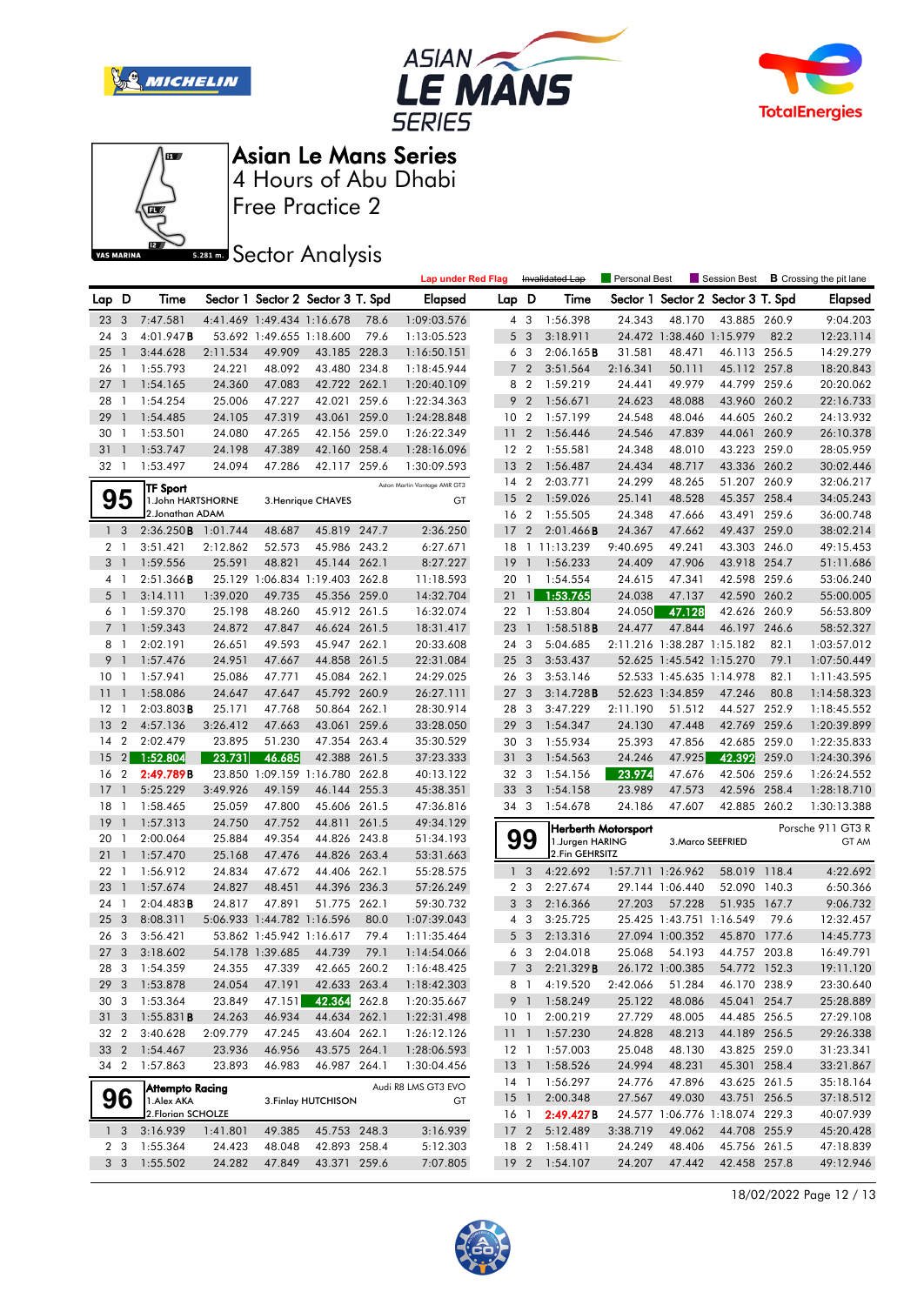# Asian Le Mans Series

## 4 Hours of Abu Dhabi

## Free Practice 2

## Sector Analysis

Lap under Red Flag | ~~Invalidated Lap~~ | Personal Best | Session Best | **B** Crossing the pit lane

| Lap | D | Time | Sector 1 | Sector 2 | Sector 3 | T. Spd | Elapsed |
|---|---|---|---|---|---|---|---|
| 23 | 3 | 7:47.581 | 4:41.469 | 1:49.434 | 1:16.678 | 78.6 | 1:09:03.576 |
| 24 | 3 | 4:01.947**B** | 53.692 | 1:49.655 | 1:18.600 | 79.6 | 1:13:05.523 |
| 25 | 1 | 3:44.628 | 2:11.534 | 49.909 | 43.185 | 228.3 | 1:16:50.151 |
| 26 | 1 | 1:55.793 | 24.221 | 48.092 | 43.480 | 234.8 | 1:18:45.944 |
| 27 | 1 | 1:54.165 | 24.360 | 47.083 | 42.722 | 262.1 | 1:20:40.109 |
| 28 | 1 | 1:54.254 | 25.006 | 47.227 | 42.021 | 259.6 | 1:22:34.363 |
| 29 | 1 | 1:54.485 | 24.105 | 47.319 | 43.061 | 259.0 | 1:24:28.848 |
| 30 | 1 | 1:53.501 | 24.080 | 47.265 | 42.156 | 259.0 | 1:26:22.349 |
| 31 | 1 | 1:53.747 | 24.198 | 47.389 | 42.160 | 258.4 | 1:28:16.096 |
| 32 | 1 | 1:53.497 | 24.094 | 47.286 | 42.117 | 259.6 | 1:30:09.593 |

**95** TF Sport — Aston Martin Vantage AMR GT3 — GT
1.John HARTSHORNE, 2.Jonathan ADAM, 3.Henrique CHAVES

| Lap | D | Time | Sector 1 | Sector 2 | Sector 3 | T. Spd | Elapsed |
|---|---|---|---|---|---|---|---|
| 1 | 3 | 2:36.250**B** | 1:01.744 | 48.687 | 45.819 | 247.7 | 2:36.250 |
| 2 | 1 | 3:51.421 | 2:12.862 | 52.573 | 45.986 | 243.2 | 6:27.671 |
| 3 | 1 | 1:59.556 | 25.591 | 48.821 | 45.144 | 262.1 | 8:27.227 |
| 4 | 1 | 2:51.366**B** | 25.129 | 1:06.834 | 1:19.403 | 262.8 | 11:18.593 |
| 5 | 1 | 3:14.111 | 1:39.020 | 49.735 | 45.356 | 259.0 | 14:32.704 |
| 6 | 1 | 1:59.370 | 25.198 | 48.260 | 45.912 | 261.5 | 16:32.074 |
| 7 | 1 | 1:59.343 | 24.872 | 47.847 | 46.624 | 261.5 | 18:31.417 |
| 8 | 1 | 2:02.191 | 26.651 | 49.593 | 45.947 | 262.1 | 20:33.608 |
| 9 | 1 | 1:57.476 | 24.951 | 47.667 | 44.858 | 261.5 | 22:31.084 |
| 10 | 1 | 1:57.941 | 25.086 | 47.771 | 45.084 | 262.1 | 24:29.025 |
| 11 | 1 | 1:58.086 | 24.647 | 47.647 | 45.792 | 260.9 | 26:27.111 |
| 12 | 1 | 2:03.803**B** | 25.171 | 47.768 | 50.864 | 262.1 | 28:30.914 |
| 13 | 2 | 4:57.136 | 3:26.412 | 47.663 | 43.061 | 259.6 | 33:28.050 |
| 14 | 2 | 2:02.479 | 23.895 | 51.230 | 47.354 | 263.4 | 35:30.529 |
| 15 | 2 | 1:52.804 | 23.731 | 46.685 | 42.388 | 261.5 | 37:23.333 |
| 16 | 2 | 2:49.789**B** | 23.850 | 1:09.159 | 1:16.780 | 262.8 | 40:13.122 |
| 17 | 1 | 5:25.229 | 3:49.926 | 49.159 | 46.144 | 255.3 | 45:38.351 |
| 18 | 1 | 1:58.465 | 25.059 | 47.800 | 45.606 | 261.5 | 47:36.816 |
| 19 | 1 | 1:57.313 | 24.750 | 47.752 | 44.811 | 261.5 | 49:34.129 |
| 20 | 1 | 2:00.064 | 25.884 | 49.354 | 44.826 | 243.8 | 51:34.193 |
| 21 | 1 | 1:57.470 | 25.168 | 47.476 | 44.826 | 263.4 | 53:31.663 |
| 22 | 1 | 1:56.912 | 24.834 | 47.672 | 44.406 | 262.1 | 55:28.575 |
| 23 | 1 | 1:57.674 | 24.827 | 48.451 | 44.396 | 236.3 | 57:26.249 |
| 24 | 1 | 2:04.483**B** | 24.817 | 47.891 | 51.775 | 262.1 | 59:30.732 |
| 25 | 3 | 8:08.311 | 5:06.933 | 1:44.782 | 1:16.596 | 80.0 | 1:07:39.043 |
| 26 | 3 | 3:56.421 | 53.862 | 1:45.942 | 1:16.617 | 79.4 | 1:11:35.464 |
| 27 | 3 | 3:18.602 | 54.178 | 1:39.685 | 44.739 | 79.1 | 1:14:54.066 |
| 28 | 3 | 1:54.359 | 24.355 | 47.339 | 42.665 | 260.2 | 1:16:48.425 |
| 29 | 3 | 1:53.878 | 24.054 | 47.191 | 42.633 | 263.4 | 1:18:42.303 |
| 30 | 3 | 1:53.364 | 23.849 | 47.151 | 42.364 | 262.8 | 1:20:35.667 |
| 31 | 3 | 1:55.831**B** | 24.263 | 46.934 | 44.634 | 262.1 | 1:22:31.498 |
| 32 | 2 | 3:40.628 | 2:09.779 | 47.245 | 43.604 | 262.1 | 1:26:12.126 |
| 33 | 2 | 1:54.467 | 23.936 | 46.956 | 43.575 | 264.1 | 1:28:06.593 |
| 34 | 2 | 1:57.863 | 23.893 | 46.983 | 46.987 | 264.1 | 1:30:04.456 |

**96** Attempto Racing — Audi R8 LMS GT3 EVO — GT
1.Alex AKA, 2.Florian SCHOLZE, 3.Finlay HUTCHISON

| Lap | D | Time | Sector 1 | Sector 2 | Sector 3 | T. Spd | Elapsed |
|---|---|---|---|---|---|---|---|
| 1 | 3 | 3:16.939 | 1:41.801 | 49.385 | 45.753 | 248.3 | 3:16.939 |
| 2 | 3 | 1:55.364 | 24.423 | 48.048 | 42.893 | 258.4 | 5:12.303 |
| 3 | 3 | 1:55.502 | 24.282 | 47.849 | 43.371 | 259.6 | 7:07.805 |
| 4 | 3 | 1:56.398 | 24.343 | 48.170 | 43.885 | 260.9 | 9:04.203 |
| 5 | 3 | 3:18.911 | 24.472 | 1:38.460 | 1:15.979 | 82.2 | 12:23.114 |
| 6 | 3 | 2:06.165**B** | 31.581 | 48.471 | 46.113 | 256.5 | 14:29.279 |
| 7 | 2 | 3:51.564 | 2:16.341 | 50.111 | 45.112 | 257.8 | 18:20.843 |
| 8 | 2 | 1:59.219 | 24.441 | 49.979 | 44.799 | 259.6 | 20:20.062 |
| 9 | 2 | 1:56.671 | 24.623 | 48.088 | 43.960 | 260.2 | 22:16.733 |
| 10 | 2 | 1:57.199 | 24.548 | 48.046 | 44.605 | 260.2 | 24:13.932 |
| 11 | 2 | 1:56.446 | 24.546 | 47.839 | 44.061 | 260.9 | 26:10.378 |
| 12 | 2 | 1:55.581 | 24.348 | 48.010 | 43.223 | 259.0 | 28:05.959 |
| 13 | 2 | 1:56.487 | 24.434 | 48.717 | 43.336 | 260.2 | 30:02.446 |
| 14 | 2 | 2:03.771 | 24.299 | 48.265 | 51.207 | 260.9 | 32:06.217 |
| 15 | 2 | 1:59.026 | 25.141 | 48.528 | 45.357 | 258.4 | 34:05.243 |
| 16 | 2 | 1:55.505 | 24.348 | 47.666 | 43.491 | 259.6 | 36:00.748 |
| 17 | 2 | 2:01.466**B** | 24.367 | 47.662 | 49.437 | 259.0 | 38:02.214 |
| 18 | 1 | 11:13.239 | 9:40.695 | 49.241 | 43.303 | 246.0 | 49:15.453 |
| 19 | 1 | 1:56.233 | 24.409 | 47.906 | 43.918 | 254.7 | 51:11.686 |
| 20 | 1 | 1:54.554 | 24.615 | 47.341 | 42.598 | 259.6 | 53:06.240 |
| 21 | 1 | 1:53.765 | 24.038 | 47.137 | 42.590 | 260.2 | 55:00.005 |
| 22 | 1 | 1:53.804 | 24.050 | 47.128 | 42.626 | 260.9 | 56:53.809 |
| 23 | 1 | 1:58.518**B** | 24.477 | 47.844 | 46.197 | 246.6 | 58:52.327 |
| 24 | 3 | 5:04.685 | 2:11.216 | 1:38.287 | 1:15.182 | 82.1 | 1:03:57.012 |
| 25 | 3 | 3:53.437 | 52.625 | 1:45.542 | 1:15.270 | 79.1 | 1:07:50.449 |
| 26 | 3 | 3:53.146 | 52.533 | 1:45.635 | 1:14.978 | 82.1 | 1:11:43.595 |
| 27 | 3 | 3:14.728**B** | 52.623 | 1:34.859 | 47.246 | 80.8 | 1:14:58.323 |
| 28 | 3 | 3:47.229 | 2:11.190 | 51.512 | 44.527 | 252.9 | 1:18:45.552 |
| 29 | 3 | 1:54.347 | 24.130 | 47.448 | 42.769 | 259.6 | 1:20:39.899 |
| 30 | 3 | 1:55.934 | 25.393 | 47.856 | 42.685 | 259.0 | 1:22:35.833 |
| 31 | 3 | 1:54.563 | 24.246 | 47.925 | 42.392 | 259.0 | 1:24:30.396 |
| 32 | 3 | 1:54.156 | 23.974 | 47.676 | 42.506 | 259.6 | 1:26:24.552 |
| 33 | 3 | 1:54.158 | 23.989 | 47.573 | 42.596 | 258.4 | 1:28:18.710 |
| 34 | 3 | 1:54.678 | 24.186 | 47.607 | 42.885 | 260.2 | 1:30:13.388 |

**99** Herberth Motorsport — Porsche 911 GT3 R — GT AM
1.Jurgen HARING, 2.Fin GEHRSITZ, 3.Marco SEEFRIED

| Lap | D | Time | Sector 1 | Sector 2 | Sector 3 | T. Spd | Elapsed |
|---|---|---|---|---|---|---|---|
| 1 | 3 | 4:22.692 | 1:57.711 | 1:26.962 | 58.019 | 118.4 | 4:22.692 |
| 2 | 3 | 2:27.674 | 29.144 | 1:06.440 | 52.090 | 140.3 | 6:50.366 |
| 3 | 3 | 2:16.366 | 27.203 | 57.228 | 51.935 | 167.7 | 9:06.732 |
| 4 | 3 | 3:25.725 | 25.425 | 1:43.751 | 1:16.549 | 79.6 | 12:32.457 |
| 5 | 3 | 2:13.316 | 27.094 | 1:00.352 | 45.870 | 177.6 | 14:45.773 |
| 6 | 3 | 2:04.018 | 25.068 | 54.193 | 44.757 | 203.8 | 16:49.791 |
| 7 | 3 | 2:21.329**B** | 26.172 | 1:00.385 | 54.772 | 152.3 | 19:11.120 |
| 8 | 1 | 4:19.520 | 2:42.066 | 51.284 | 46.170 | 238.9 | 23:30.640 |
| 9 | 1 | 1:58.249 | 25.122 | 48.086 | 45.041 | 254.7 | 25:28.889 |
| 10 | 1 | 2:00.219 | 27.729 | 48.005 | 44.485 | 256.5 | 27:29.108 |
| 11 | 1 | 1:57.230 | 24.828 | 48.213 | 44.189 | 256.5 | 29:26.338 |
| 12 | 1 | 1:57.003 | 25.048 | 48.130 | 43.825 | 259.0 | 31:23.341 |
| 13 | 1 | 1:58.526 | 24.994 | 48.231 | 45.301 | 258.4 | 33:21.867 |
| 14 | 1 | 1:56.297 | 24.776 | 47.896 | 43.625 | 261.5 | 35:18.164 |
| 15 | 1 | 2:00.348 | 27.567 | 49.030 | 43.751 | 256.5 | 37:18.512 |
| 16 | 1 | 2:49.427**B** | 24.577 | 1:06.776 | 1:18.074 | 229.3 | 40:07.939 |
| 17 | 2 | 5:12.489 | 3:38.719 | 49.062 | 44.708 | 255.9 | 45:20.428 |
| 18 | 2 | 1:58.411 | 24.249 | 48.406 | 45.756 | 261.5 | 47:18.839 |
| 19 | 2 | 1:54.107 | 24.207 | 47.442 | 42.458 | 257.8 | 49:12.946 |

18/02/2022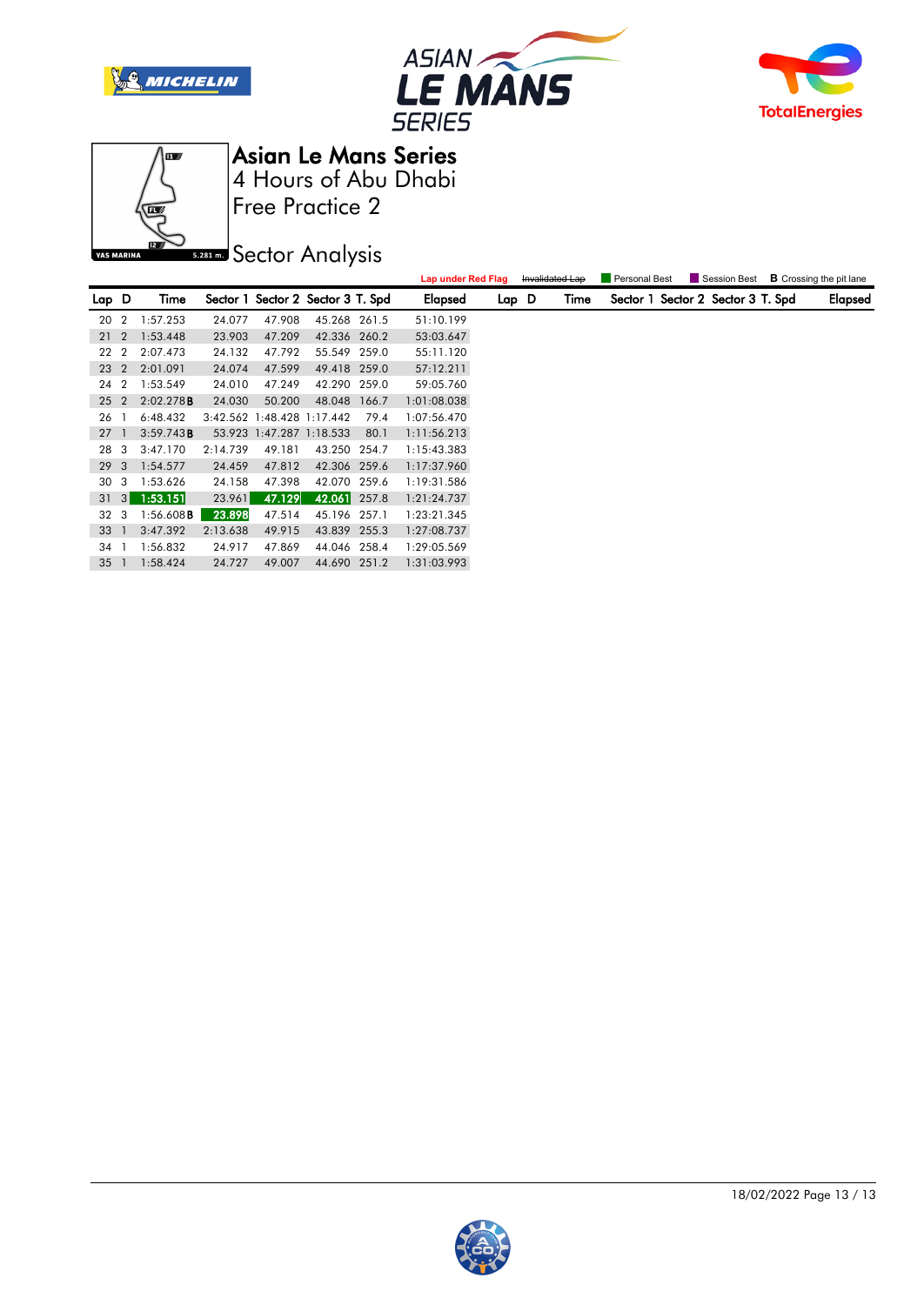# Asian Le Mans Series

## 4 Hours of Abu Dhabi

## Free Practice 2

## Sector Analysis

Lap under Red Flag | ~~Invalidated Lap~~ | Personal Best | Session Best | **B** Crossing the pit lane

| Lap | D | Time | Sector 1 | Sector 2 | Sector 3 | T. Spd | Elapsed |
|---|---|---|---|---|---|---|---|
| 20 | 2 | 1:57.253 | 24.077 | 47.908 | 45.268 | 261.5 | 51:10.199 |
| 21 | 2 | 1:53.448 | 23.903 | 47.209 | 42.336 | 260.2 | 53:03.647 |
| 22 | 2 | 2:07.473 | 24.132 | 47.792 | 55.549 | 259.0 | 55:11.120 |
| 23 | 2 | 2:01.091 | 24.074 | 47.599 | 49.418 | 259.0 | 57:12.211 |
| 24 | 2 | 1:53.549 | 24.010 | 47.249 | 42.290 | 259.0 | 59:05.760 |
| 25 | 2 | 2:02.278**B** | 24.030 | 50.200 | 48.048 | 166.7 | 1:01:08.038 |
| 26 | 1 | 6:48.432 | 3:42.562 | 1:48.428 | 1:17.442 | 79.4 | 1:07:56.470 |
| 27 | 1 | 3:59.743**B** | 53.923 | 1:47.287 | 1:18.533 | 80.1 | 1:11:56.213 |
| 28 | 3 | 3:47.170 | 2:14.739 | 49.181 | 43.250 | 254.7 | 1:15:43.383 |
| 29 | 3 | 1:54.577 | 24.459 | 47.812 | 42.306 | 259.6 | 1:17:37.960 |
| 30 | 3 | 1:53.626 | 24.158 | 47.398 | 42.070 | 259.6 | 1:19:31.586 |
| 31 | 3 | 1:53.151 | 23.961 | 47.129 | 42.061 | 257.8 | 1:21:24.737 |
| 32 | 3 | 1:56.608**B** | 23.898 | 47.514 | 45.196 | 257.1 | 1:23:21.345 |
| 33 | 1 | 3:47.392 | 2:13.638 | 49.915 | 43.839 | 255.3 | 1:27:08.737 |
| 34 | 1 | 1:56.832 | 24.917 | 47.869 | 44.046 | 258.4 | 1:29:05.569 |
| 35 | 1 | 1:58.424 | 24.727 | 49.007 | 44.690 | 251.2 | 1:31:03.993 |

18/02/2022